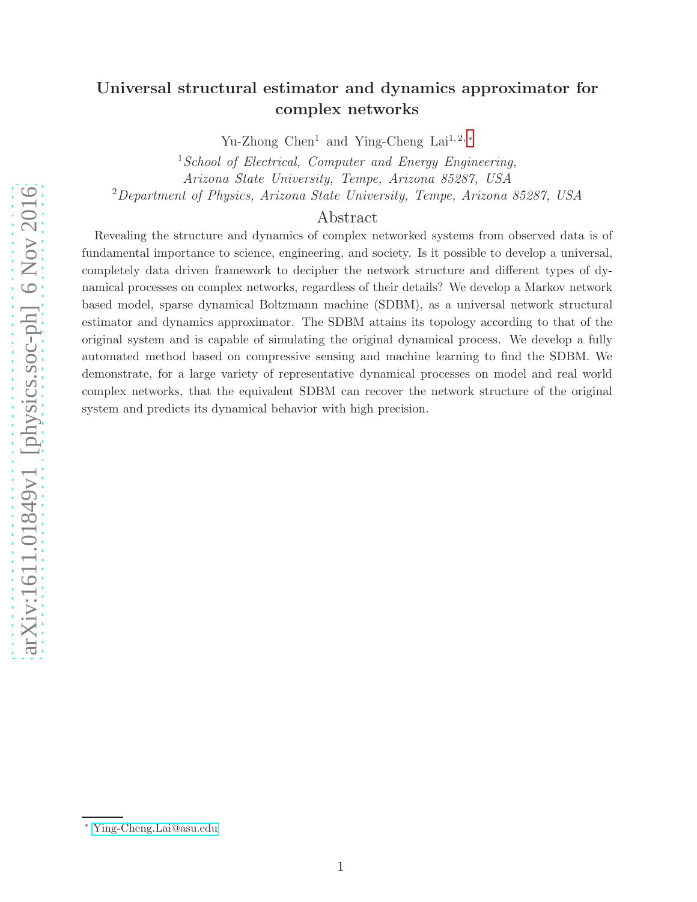# Universal structural estimator and dynamics approximator for complex networks

Yu-Zhong Chen[1] and Ying-Cheng Lai[1,2,*]

[1]*School of Electrical, Computer and Energy Engineering, Arizona State University, Tempe, Arizona 85287, USA*

[2]*Department of Physics, Arizona State University, Tempe, Arizona 85287, USA*

## Abstract

Revealing the structure and dynamics of complex networked systems from observed data is of fundamental importance to science, engineering, and society. Is it possible to develop a universal, completely data driven framework to decipher the network structure and different types of dynamical processes on complex networks, regardless of their details? We develop a Markov network based model, sparse dynamical Boltzmann machine (SDBM), as a universal network structural estimator and dynamics approximator. The SDBM attains its topology according to that of the original system and is capable of simulating the original dynamical process. We develop a fully automated method based on compressive sensing and machine learning to find the SDBM. We demonstrate, for a large variety of representative dynamical processes on model and real world complex networks, that the equivalent SDBM can recover the network structure of the original system and predicts its dynamical behavior with high precision.

[*] Ying-Cheng.Lai@asu.edu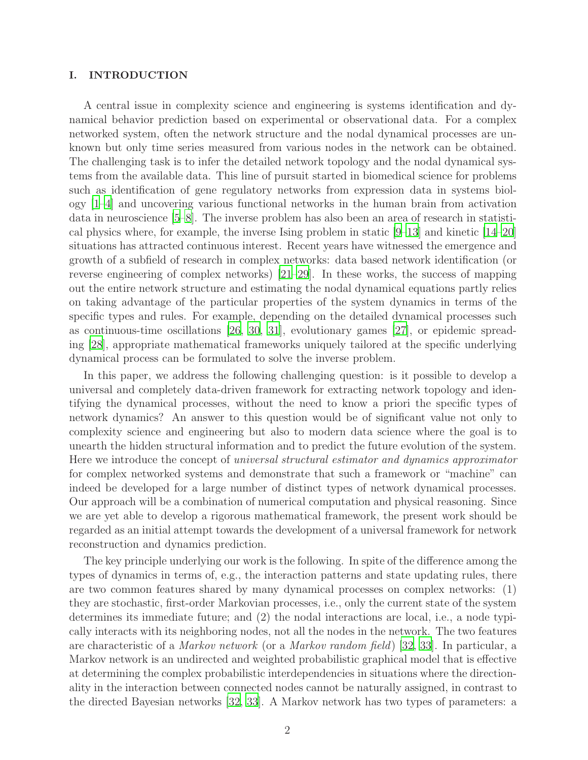## I. INTRODUCTION

A central issue in complexity science and engineering is systems identification and dynamical behavior prediction based on experimental or observational data. For a complex networked system, often the network structure and the nodal dynamical processes are unknown but only time series measured from various nodes in the network can be obtained. The challenging task is to infer the detailed network topology and the nodal dynamical systems from the available data. This line of pursuit started in biomedical science for problems such as identification of gene regulatory networks from expression data in systems biology [1–4] and uncovering various functional networks in the human brain from activation data in neuroscience [5–8]. The inverse problem has also been an area of research in statistical physics where, for example, the inverse Ising problem in static [9–13] and kinetic [14–20] situations has attracted continuous interest. Recent years have witnessed the emergence and growth of a subfield of research in complex networks: data based network identification (or reverse engineering of complex networks) [21–29]. In these works, the success of mapping out the entire network structure and estimating the nodal dynamical equations partly relies on taking advantage of the particular properties of the system dynamics in terms of the specific types and rules. For example, depending on the detailed dynamical processes such as continuous-time oscillations [26, 30, 31], evolutionary games [27], or epidemic spreading [28], appropriate mathematical frameworks uniquely tailored at the specific underlying dynamical process can be formulated to solve the inverse problem.

In this paper, we address the following challenging question: is it possible to develop a universal and completely data-driven framework for extracting network topology and identifying the dynamical processes, without the need to know a priori the specific types of network dynamics? An answer to this question would be of significant value not only to complexity science and engineering but also to modern data science where the goal is to unearth the hidden structural information and to predict the future evolution of the system. Here we introduce the concept of *universal structural estimator and dynamics approximator* for complex networked systems and demonstrate that such a framework or "machine" can indeed be developed for a large number of distinct types of network dynamical processes. Our approach will be a combination of numerical computation and physical reasoning. Since we are yet able to develop a rigorous mathematical framework, the present work should be regarded as an initial attempt towards the development of a universal framework for network reconstruction and dynamics prediction.

The key principle underlying our work is the following. In spite of the difference among the types of dynamics in terms of, e.g., the interaction patterns and state updating rules, there are two common features shared by many dynamical processes on complex networks: (1) they are stochastic, first-order Markovian processes, i.e., only the current state of the system determines its immediate future; and (2) the nodal interactions are local, i.e., a node typically interacts with its neighboring nodes, not all the nodes in the network. The two features are characteristic of a *Markov network* (or a *Markov random field*) [32, 33]. In particular, a Markov network is an undirected and weighted probabilistic graphical model that is effective at determining the complex probabilistic interdependencies in situations where the directionality in the interaction between connected nodes cannot be naturally assigned, in contrast to the directed Bayesian networks [32, 33]. A Markov network has two types of parameters: a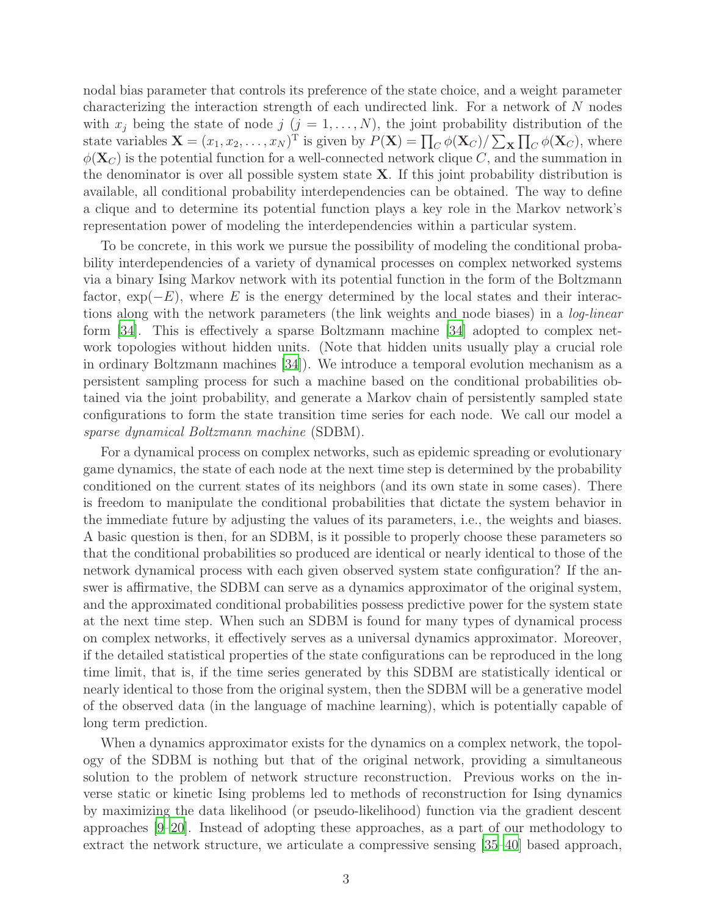nodal bias parameter that controls its preference of the state choice, and a weight parameter characterizing the interaction strength of each undirected link. For a network of $N$ nodes with $x_j$ being the state of node $j$ ($j = 1, \ldots, N$), the joint probability distribution of the state variables $\mathbf{X} = (x_1, x_2, \ldots, x_N)^{\mathrm{T}}$ is given by $P(\mathbf{X}) = \prod_C \phi(\mathbf{X}_C) / \sum_{\mathbf{X}} \prod_C \phi(\mathbf{X}_C)$, where $\phi(\mathbf{X}_C)$ is the potential function for a well-connected network clique $C$, and the summation in the denominator is over all possible system state $\mathbf{X}$. If this joint probability distribution is available, all conditional probability interdependencies can be obtained. The way to define a clique and to determine its potential function plays a key role in the Markov network's representation power of modeling the interdependencies within a particular system.

To be concrete, in this work we pursue the possibility of modeling the conditional probability interdependencies of a variety of dynamical processes on complex networked systems via a binary Ising Markov network with its potential function in the form of the Boltzmann factor, $\exp(-E)$, where $E$ is the energy determined by the local states and their interactions along with the network parameters (the link weights and node biases) in a *log-linear* form [34]. This is effectively a sparse Boltzmann machine [34] adopted to complex network topologies without hidden units. (Note that hidden units usually play a crucial role in ordinary Boltzmann machines [34]). We introduce a temporal evolution mechanism as a persistent sampling process for such a machine based on the conditional probabilities obtained via the joint probability, and generate a Markov chain of persistently sampled state configurations to form the state transition time series for each node. We call our model a *sparse dynamical Boltzmann machine* (SDBM).

For a dynamical process on complex networks, such as epidemic spreading or evolutionary game dynamics, the state of each node at the next time step is determined by the probability conditioned on the current states of its neighbors (and its own state in some cases). There is freedom to manipulate the conditional probabilities that dictate the system behavior in the immediate future by adjusting the values of its parameters, i.e., the weights and biases. A basic question is then, for an SDBM, is it possible to properly choose these parameters so that the conditional probabilities so produced are identical or nearly identical to those of the network dynamical process with each given observed system state configuration? If the answer is affirmative, the SDBM can serve as a dynamics approximator of the original system, and the approximated conditional probabilities possess predictive power for the system state at the next time step. When such an SDBM is found for many types of dynamical process on complex networks, it effectively serves as a universal dynamics approximator. Moreover, if the detailed statistical properties of the state configurations can be reproduced in the long time limit, that is, if the time series generated by this SDBM are statistically identical or nearly identical to those from the original system, then the SDBM will be a generative model of the observed data (in the language of machine learning), which is potentially capable of long term prediction.

When a dynamics approximator exists for the dynamics on a complex network, the topology of the SDBM is nothing but that of the original network, providing a simultaneous solution to the problem of network structure reconstruction. Previous works on the inverse static or kinetic Ising problems led to methods of reconstruction for Ising dynamics by maximizing the data likelihood (or pseudo-likelihood) function via the gradient descent approaches [9–20]. Instead of adopting these approaches, as a part of our methodology to extract the network structure, we articulate a compressive sensing [35–40] based approach,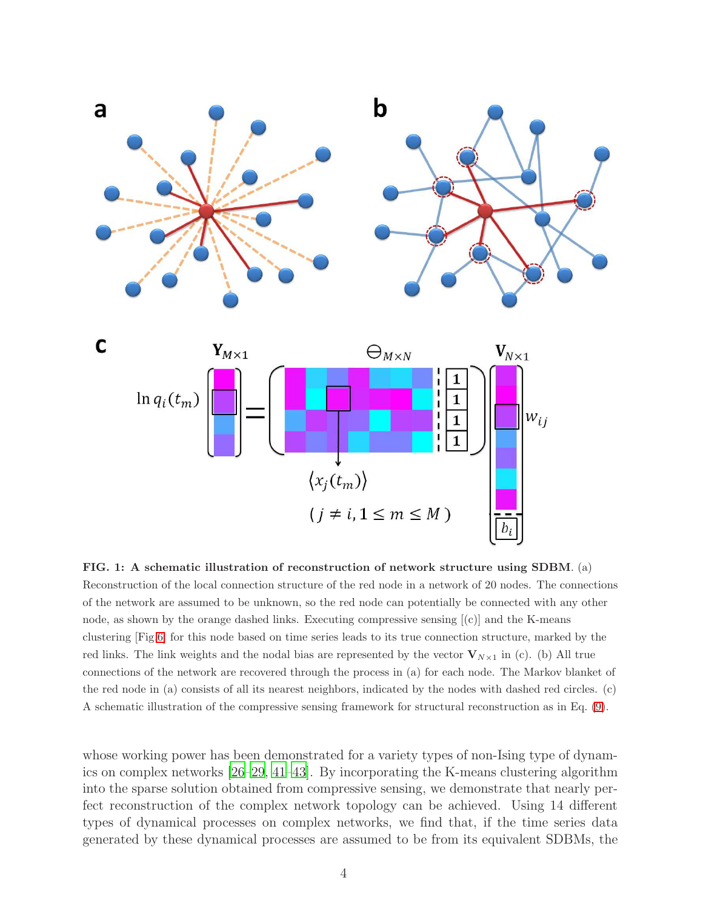**FIG. 1: A schematic illustration of reconstruction of network structure using SDBM**. (a) Reconstruction of the local connection structure of the red node in a network of 20 nodes. The connections of the network are assumed to be unknown, so the red node can potentially be connected with any other node, as shown by the orange dashed links. Executing compressive sensing [(c)] and the K-means clustering [Fig 6] for this node based on time series leads to its true connection structure, marked by the red links. The link weights and the nodal bias are represented by the vector $\mathbf{V}_{N\times 1}$ in (c). (b) All true connections of the network are recovered through the process in (a) for each node. The Markov blanket of the red node in (a) consists of all its nearest neighbors, indicated by the nodes with dashed red circles. (c) A schematic illustration of the compressive sensing framework for structural reconstruction as in Eq. (9).

whose working power has been demonstrated for a variety types of non-Ising type of dynamics on complex networks [26–29, 41–43]. By incorporating the K-means clustering algorithm into the sparse solution obtained from compressive sensing, we demonstrate that nearly perfect reconstruction of the complex network topology can be achieved. Using 14 different types of dynamical processes on complex networks, we find that, if the time series data generated by these dynamical processes are assumed to be from its equivalent SDBMs, the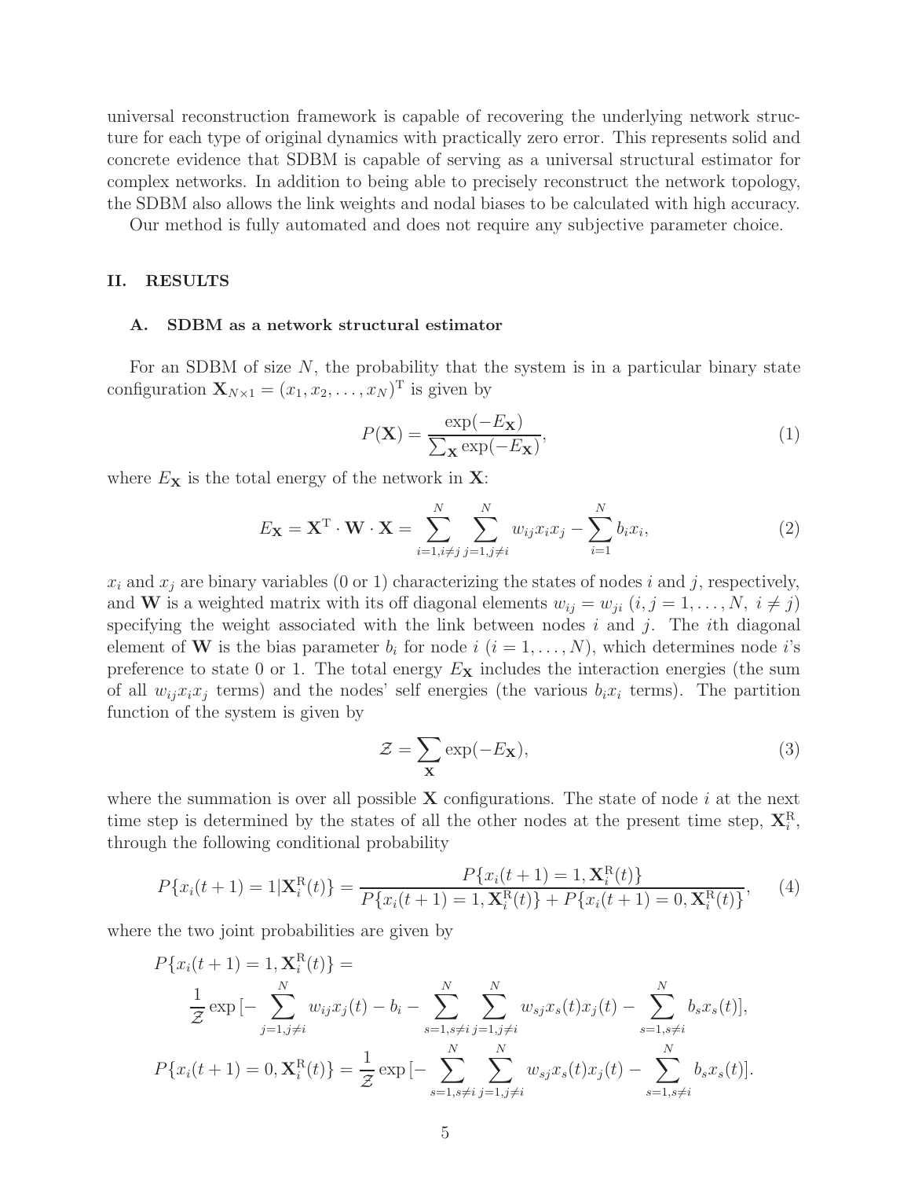universal reconstruction framework is capable of recovering the underlying network structure for each type of original dynamics with practically zero error. This represents solid and concrete evidence that SDBM is capable of serving as a universal structural estimator for complex networks. In addition to being able to precisely reconstruct the network topology, the SDBM also allows the link weights and nodal biases to be calculated with high accuracy.

Our method is fully automated and does not require any subjective parameter choice.

## II. RESULTS

### A. SDBM as a network structural estimator

For an SDBM of size $N$, the probability that the system is in a particular binary state configuration $\mathbf{X}_{N\times 1} = (x_1, x_2, \ldots, x_N)^{\mathrm{T}}$ is given by

$$P(\mathbf{X}) = \frac{\exp(-E_{\mathbf{X}})}{\sum_{\mathbf{X}} \exp(-E_{\mathbf{X}})}, \tag{1}$$

where $E_{\mathbf{X}}$ is the total energy of the network in $\mathbf{X}$:

$$E_{\mathbf{X}} = \mathbf{X}^{\mathrm{T}} \cdot \mathbf{W} \cdot \mathbf{X} = \sum_{i=1, i\neq j}^{N} \sum_{j=1, j\neq i}^{N} w_{ij} x_i x_j - \sum_{i=1}^{N} b_i x_i, \tag{2}$$

$x_i$ and $x_j$ are binary variables (0 or 1) characterizing the states of nodes $i$ and $j$, respectively, and $\mathbf{W}$ is a weighted matrix with its off diagonal elements $w_{ij} = w_{ji}$ $(i, j = 1, \ldots, N,\ i \neq j)$ specifying the weight associated with the link between nodes $i$ and $j$. The $i$th diagonal element of $\mathbf{W}$ is the bias parameter $b_i$ for node $i$ $(i = 1, \ldots, N)$, which determines node $i$'s preference to state 0 or 1. The total energy $E_{\mathbf{X}}$ includes the interaction energies (the sum of all $w_{ij} x_i x_j$ terms) and the nodes' self energies (the various $b_i x_i$ terms). The partition function of the system is given by

$$\mathcal{Z} = \sum_{\mathbf{X}} \exp(-E_{\mathbf{X}}), \tag{3}$$

where the summation is over all possible $\mathbf{X}$ configurations. The state of node $i$ at the next time step is determined by the states of all the other nodes at the present time step, $\mathbf{X}_i^{\mathrm{R}}$, through the following conditional probability

$$P\{x_i(t+1) = 1 | \mathbf{X}_i^{\mathrm{R}}(t)\} = \frac{P\{x_i(t+1) = 1, \mathbf{X}_i^{\mathrm{R}}(t)\}}{P\{x_i(t+1) = 1, \mathbf{X}_i^{\mathrm{R}}(t)\} + P\{x_i(t+1) = 0, \mathbf{X}_i^{\mathrm{R}}(t)\}}, \tag{4}$$

where the two joint probabilities are given by

$$\begin{aligned}
P\{x_i(t+1) = 1, \mathbf{X}_i^{\mathrm{R}}(t)\} &= \\
&\frac{1}{\mathcal{Z}} \exp[-\sum_{j=1, j\neq i}^{N} w_{ij} x_j(t) - b_i - \sum_{s=1, s\neq i}^{N} \sum_{j=1, j\neq i}^{N} w_{sj} x_s(t) x_j(t) - \sum_{s=1, s\neq i}^{N} b_s x_s(t)], \\
P\{x_i(t+1) = 0, \mathbf{X}_i^{\mathrm{R}}(t)\} &= \frac{1}{\mathcal{Z}} \exp[-\sum_{s=1, s\neq i}^{N} \sum_{j=1, j\neq i}^{N} w_{sj} x_s(t) x_j(t) - \sum_{s=1, s\neq i}^{N} b_s x_s(t)].
\end{aligned}$$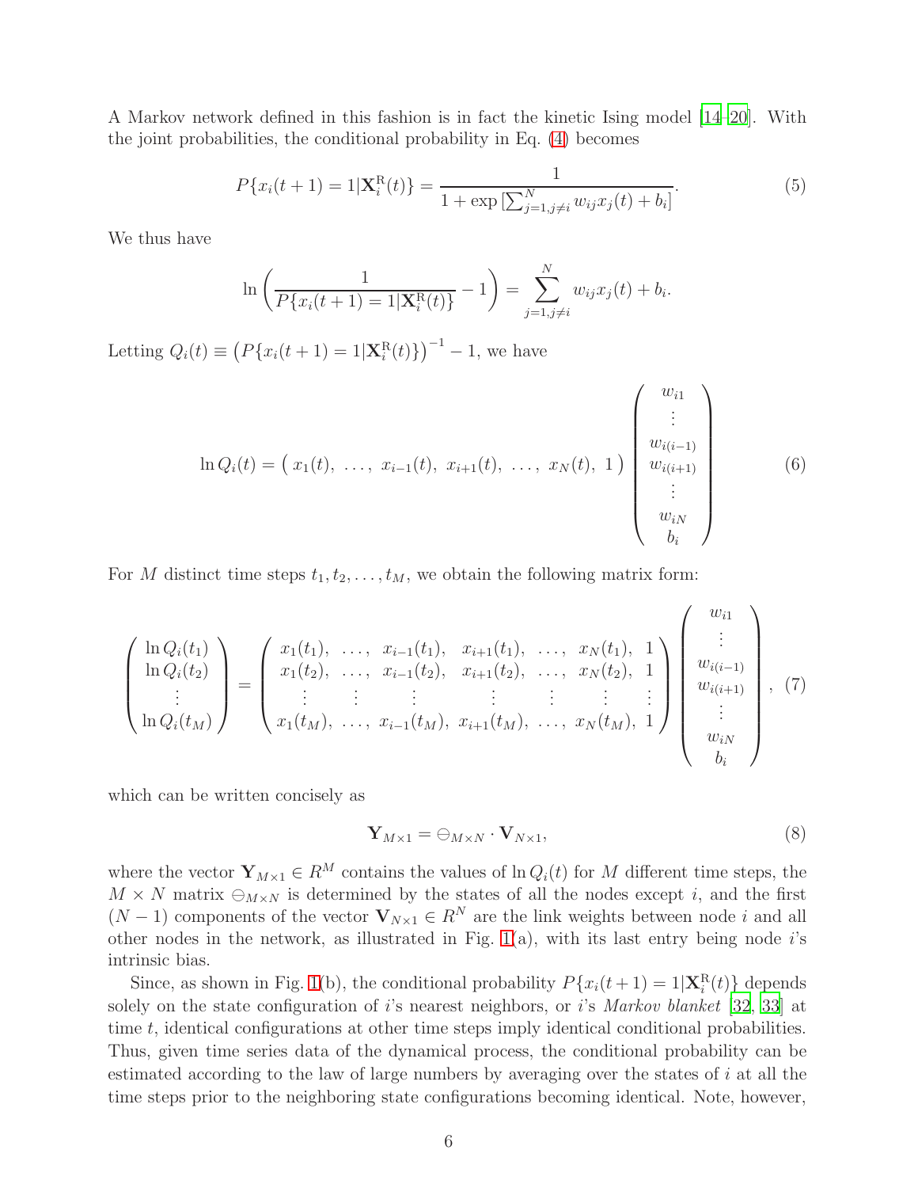A Markov network defined in this fashion is in fact the kinetic Ising model [14–20]. With the joint probabilities, the conditional probability in Eq. (4) becomes

$$P\{x_i(t+1)=1|\mathbf{X}_i^{\mathrm{R}}(t)\} = \frac{1}{1+\exp\left[\sum_{j=1,j\neq i}^{N} w_{ij}x_j(t)+b_i\right]}. \tag{5}$$

We thus have

$$\ln\left(\frac{1}{P\{x_i(t+1)=1|\mathbf{X}_i^{\mathrm{R}}(t)\}}-1\right) = \sum_{j=1,j\neq i}^{N} w_{ij}x_j(t)+b_i.$$

Letting $Q_i(t) \equiv \left(P\{x_i(t+1)=1|\mathbf{X}_i^{\mathrm{R}}(t)\}\right)^{-1}-1$, we have

$$\ln Q_i(t) = \begin{pmatrix} x_1(t), & \ldots, & x_{i-1}(t), & x_{i+1}(t), & \ldots, & x_N(t), & 1 \end{pmatrix} \begin{pmatrix} w_{i1} \\ \vdots \\ w_{i(i-1)} \\ w_{i(i+1)} \\ \vdots \\ w_{iN} \\ b_i \end{pmatrix} \tag{6}$$

For $M$ distinct time steps $t_1, t_2, \ldots, t_M$, we obtain the following matrix form:

$$\begin{pmatrix} \ln Q_i(t_1) \\ \ln Q_i(t_2) \\ \vdots \\ \ln Q_i(t_M) \end{pmatrix} = \begin{pmatrix} x_1(t_1), & \ldots, & x_{i-1}(t_1), & x_{i+1}(t_1), & \ldots, & x_N(t_1), & 1 \\ x_1(t_2), & \ldots, & x_{i-1}(t_2), & x_{i+1}(t_2), & \ldots, & x_N(t_2), & 1 \\ \vdots & \vdots & \vdots & \vdots & \vdots & \vdots & \vdots \\ x_1(t_M), & \ldots, & x_{i-1}(t_M), & x_{i+1}(t_M), & \ldots, & x_N(t_M), & 1 \end{pmatrix} \begin{pmatrix} w_{i1} \\ \vdots \\ w_{i(i-1)} \\ w_{i(i+1)} \\ \vdots \\ w_{iN} \\ b_i \end{pmatrix}, \tag{7}$$

which can be written concisely as

$$\mathbf{Y}_{M\times 1} = \ominus_{M\times N} \cdot \mathbf{V}_{N\times 1}, \tag{8}$$

where the vector $\mathbf{Y}_{M\times 1} \in R^M$ contains the values of $\ln Q_i(t)$ for $M$ different time steps, the $M \times N$ matrix $\ominus_{M\times N}$ is determined by the states of all the nodes except $i$, and the first $(N-1)$ components of the vector $\mathbf{V}_{N\times 1} \in R^N$ are the link weights between node $i$ and all other nodes in the network, as illustrated in Fig. 1(a), with its last entry being node $i$'s intrinsic bias.

Since, as shown in Fig. 1(b), the conditional probability $P\{x_i(t+1)=1|\mathbf{X}_i^{\mathrm{R}}(t)\}$ depends solely on the state configuration of $i$'s nearest neighbors, or $i$'s *Markov blanket* [32, 33] at time $t$, identical configurations at other time steps imply identical conditional probabilities. Thus, given time series data of the dynamical process, the conditional probability can be estimated according to the law of large numbers by averaging over the states of $i$ at all the time steps prior to the neighboring state configurations becoming identical. Note, however,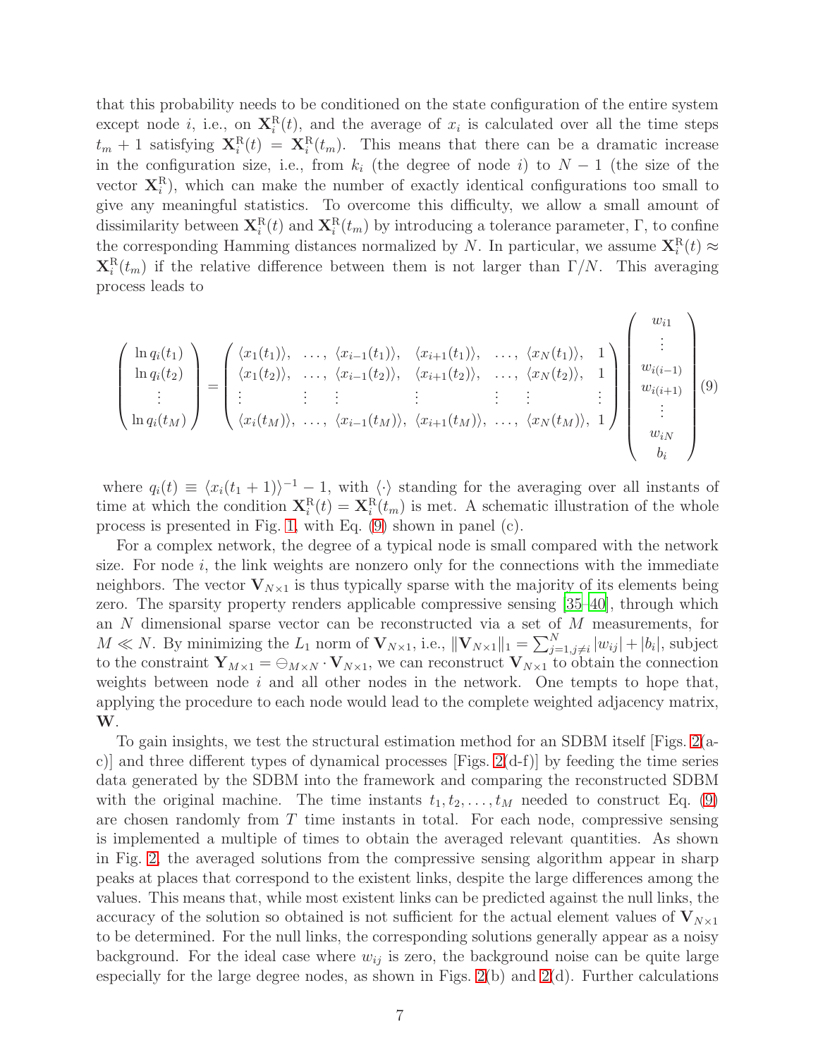that this probability needs to be conditioned on the state configuration of the entire system except node $i$, i.e., on $\mathbf{X}_i^{\mathrm{R}}(t)$, and the average of $x_i$ is calculated over all the time steps $t_m + 1$ satisfying $\mathbf{X}_i^{\mathrm{R}}(t) = \mathbf{X}_i^{\mathrm{R}}(t_m)$. This means that there can be a dramatic increase in the configuration size, i.e., from $k_i$ (the degree of node $i$) to $N - 1$ (the size of the vector $\mathbf{X}_i^{\mathrm{R}}$), which can make the number of exactly identical configurations too small to give any meaningful statistics. To overcome this difficulty, we allow a small amount of dissimilarity between $\mathbf{X}_i^{\mathrm{R}}(t)$ and $\mathbf{X}_i^{\mathrm{R}}(t_m)$ by introducing a tolerance parameter, $\Gamma$, to confine the corresponding Hamming distances normalized by $N$. In particular, we assume $\mathbf{X}_i^{\mathrm{R}}(t) \approx \mathbf{X}_i^{\mathrm{R}}(t_m)$ if the relative difference between them is not larger than $\Gamma/N$. This averaging process leads to

$$
\begin{pmatrix} \ln q_i(t_1) \\ \ln q_i(t_2) \\ \vdots \\ \ln q_i(t_M) \end{pmatrix} = \begin{pmatrix} \langle x_1(t_1)\rangle, & \ldots, & \langle x_{i-1}(t_1)\rangle, & \langle x_{i+1}(t_1)\rangle, & \ldots, & \langle x_N(t_1)\rangle, & 1 \\ \langle x_1(t_2)\rangle, & \ldots, & \langle x_{i-1}(t_2)\rangle, & \langle x_{i+1}(t_2)\rangle, & \ldots, & \langle x_N(t_2)\rangle, & 1 \\ \vdots & \vdots & \vdots & \vdots & \vdots & \vdots & \vdots \\ \langle x_i(t_M)\rangle, & \ldots, & \langle x_{i-1}(t_M)\rangle, & \langle x_{i+1}(t_M)\rangle, & \ldots, & \langle x_N(t_M)\rangle, & 1 \end{pmatrix} \begin{pmatrix} w_{i1} \\ \vdots \\ w_{i(i-1)} \\ w_{i(i+1)} \\ \vdots \\ w_{iN} \\ b_i \end{pmatrix} \quad (9)
$$

where $q_i(t) \equiv \langle x_i(t_1 + 1)\rangle^{-1} - 1$, with $\langle\cdot\rangle$ standing for the averaging over all instants of time at which the condition $\mathbf{X}_i^{\mathrm{R}}(t) = \mathbf{X}_i^{\mathrm{R}}(t_m)$ is met. A schematic illustration of the whole process is presented in Fig. 1, with Eq. (9) shown in panel (c).

For a complex network, the degree of a typical node is small compared with the network size. For node $i$, the link weights are nonzero only for the connections with the immediate neighbors. The vector $\mathbf{V}_{N\times 1}$ is thus typically sparse with the majority of its elements being zero. The sparsity property renders applicable compressive sensing [35–40], through which an $N$ dimensional sparse vector can be reconstructed via a set of $M$ measurements, for $M \ll N$. By minimizing the $L_1$ norm of $\mathbf{V}_{N\times 1}$, i.e., $\|\mathbf{V}_{N\times 1}\|_1 = \sum_{j=1, j\neq i}^{N} |w_{ij}| + |b_i|$, subject to the constraint $\mathbf{Y}_{M\times 1} = \ominus_{M\times N} \cdot \mathbf{V}_{N\times 1}$, we can reconstruct $\mathbf{V}_{N\times 1}$ to obtain the connection weights between node $i$ and all other nodes in the network. One tempts to hope that, applying the procedure to each node would lead to the complete weighted adjacency matrix, $\mathbf{W}$.

To gain insights, we test the structural estimation method for an SDBM itself [Figs. 2(a-c)] and three different types of dynamical processes [Figs. 2(d-f)] by feeding the time series data generated by the SDBM into the framework and comparing the reconstructed SDBM with the original machine. The time instants $t_1, t_2, \ldots, t_M$ needed to construct Eq. (9) are chosen randomly from $T$ time instants in total. For each node, compressive sensing is implemented a multiple of times to obtain the averaged relevant quantities. As shown in Fig. 2, the averaged solutions from the compressive sensing algorithm appear in sharp peaks at places that correspond to the existent links, despite the large differences among the values. This means that, while most existent links can be predicted against the null links, the accuracy of the solution so obtained is not sufficient for the actual element values of $\mathbf{V}_{N\times 1}$ to be determined. For the null links, the corresponding solutions generally appear as a noisy background. For the ideal case where $w_{ij}$ is zero, the background noise can be quite large especially for the large degree nodes, as shown in Figs. 2(b) and 2(d). Further calculations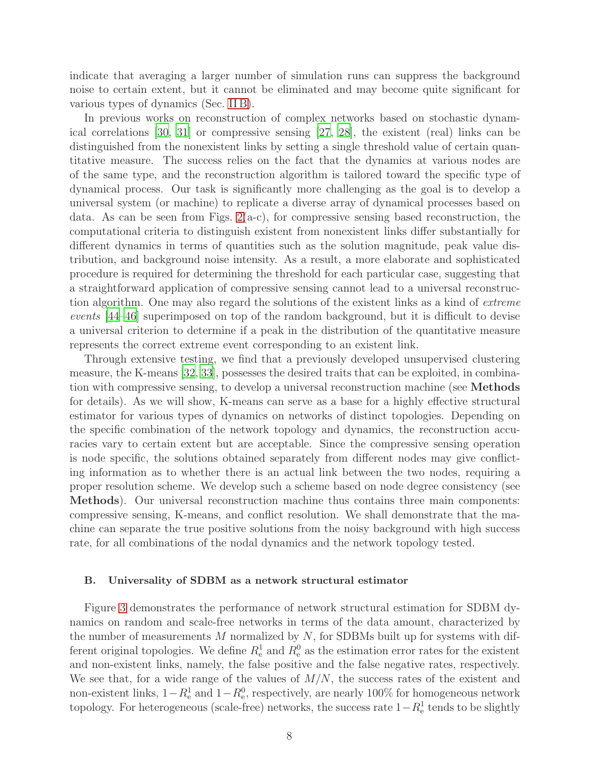indicate that averaging a larger number of simulation runs can suppress the background noise to certain extent, but it cannot be eliminated and may become quite significant for various types of dynamics (Sec. II B).

In previous works on reconstruction of complex networks based on stochastic dynamical correlations [30, 31] or compressive sensing [27, 28], the existent (real) links can be distinguished from the nonexistent links by setting a single threshold value of certain quantitative measure. The success relies on the fact that the dynamics at various nodes are of the same type, and the reconstruction algorithm is tailored toward the specific type of dynamical process. Our task is significantly more challenging as the goal is to develop a universal system (or machine) to replicate a diverse array of dynamical processes based on data. As can be seen from Figs. 2(a-c), for compressive sensing based reconstruction, the computational criteria to distinguish existent from nonexistent links differ substantially for different dynamics in terms of quantities such as the solution magnitude, peak value distribution, and background noise intensity. As a result, a more elaborate and sophisticated procedure is required for determining the threshold for each particular case, suggesting that a straightforward application of compressive sensing cannot lead to a universal reconstruction algorithm. One may also regard the solutions of the existent links as a kind of *extreme events* [44–46] superimposed on top of the random background, but it is difficult to devise a universal criterion to determine if a peak in the distribution of the quantitative measure represents the correct extreme event corresponding to an existent link.

Through extensive testing, we find that a previously developed unsupervised clustering measure, the K-means [32, 33], possesses the desired traits that can be exploited, in combination with compressive sensing, to develop a universal reconstruction machine (see **Methods** for details). As we will show, K-means can serve as a base for a highly effective structural estimator for various types of dynamics on networks of distinct topologies. Depending on the specific combination of the network topology and dynamics, the reconstruction accuracies vary to certain extent but are acceptable. Since the compressive sensing operation is node specific, the solutions obtained separately from different nodes may give conflicting information as to whether there is an actual link between the two nodes, requiring a proper resolution scheme. We develop such a scheme based on node degree consistency (see **Methods**). Our universal reconstruction machine thus contains three main components: compressive sensing, K-means, and conflict resolution. We shall demonstrate that the machine can separate the true positive solutions from the noisy background with high success rate, for all combinations of the nodal dynamics and the network topology tested.

### B. Universality of SDBM as a network structural estimator

Figure 3 demonstrates the performance of network structural estimation for SDBM dynamics on random and scale-free networks in terms of the data amount, characterized by the number of measurements $M$ normalized by $N$, for SDBMs built up for systems with different original topologies. We define $R_{\rm e}^1$ and $R_{\rm e}^0$ as the estimation error rates for the existent and non-existent links, namely, the false positive and the false negative rates, respectively. We see that, for a wide range of the values of $M/N$, the success rates of the existent and non-existent links, $1-R_{\rm e}^1$ and $1-R_{\rm e}^0$, respectively, are nearly 100% for homogeneous network topology. For heterogeneous (scale-free) networks, the success rate $1-R_{\rm e}^1$ tends to be slightly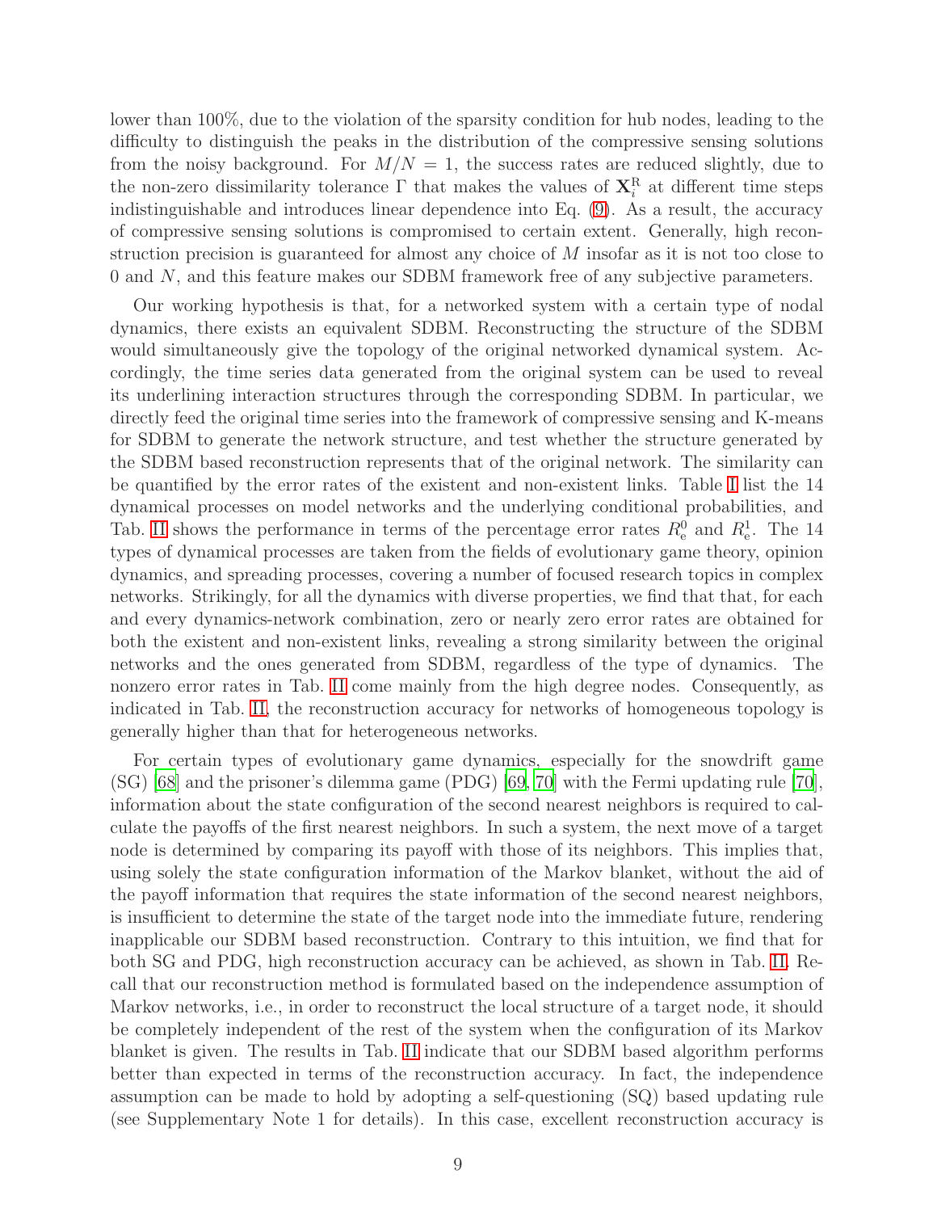lower than 100%, due to the violation of the sparsity condition for hub nodes, leading to the difficulty to distinguish the peaks in the distribution of the compressive sensing solutions from the noisy background. For $M/N = 1$, the success rates are reduced slightly, due to the non-zero dissimilarity tolerance $\Gamma$ that makes the values of $\mathbf{X}_i^{\mathrm{R}}$ at different time steps indistinguishable and introduces linear dependence into Eq. (9). As a result, the accuracy of compressive sensing solutions is compromised to certain extent. Generally, high reconstruction precision is guaranteed for almost any choice of $M$ insofar as it is not too close to 0 and $N$, and this feature makes our SDBM framework free of any subjective parameters.

Our working hypothesis is that, for a networked system with a certain type of nodal dynamics, there exists an equivalent SDBM. Reconstructing the structure of the SDBM would simultaneously give the topology of the original networked dynamical system. Accordingly, the time series data generated from the original system can be used to reveal its underlining interaction structures through the corresponding SDBM. In particular, we directly feed the original time series into the framework of compressive sensing and K-means for SDBM to generate the network structure, and test whether the structure generated by the SDBM based reconstruction represents that of the original network. The similarity can be quantified by the error rates of the existent and non-existent links. Table I list the 14 dynamical processes on model networks and the underlying conditional probabilities, and Tab. II shows the performance in terms of the percentage error rates $R_{\mathrm{e}}^{0}$ and $R_{\mathrm{e}}^{1}$. The 14 types of dynamical processes are taken from the fields of evolutionary game theory, opinion dynamics, and spreading processes, covering a number of focused research topics in complex networks. Strikingly, for all the dynamics with diverse properties, we find that that, for each and every dynamics-network combination, zero or nearly zero error rates are obtained for both the existent and non-existent links, revealing a strong similarity between the original networks and the ones generated from SDBM, regardless of the type of dynamics. The nonzero error rates in Tab. II come mainly from the high degree nodes. Consequently, as indicated in Tab. II, the reconstruction accuracy for networks of homogeneous topology is generally higher than that for heterogeneous networks.

For certain types of evolutionary game dynamics, especially for the snowdrift game (SG) [68] and the prisoner's dilemma game (PDG) [69, 70] with the Fermi updating rule [70], information about the state configuration of the second nearest neighbors is required to calculate the payoffs of the first nearest neighbors. In such a system, the next move of a target node is determined by comparing its payoff with those of its neighbors. This implies that, using solely the state configuration information of the Markov blanket, without the aid of the payoff information that requires the state information of the second nearest neighbors, is insufficient to determine the state of the target node into the immediate future, rendering inapplicable our SDBM based reconstruction. Contrary to this intuition, we find that for both SG and PDG, high reconstruction accuracy can be achieved, as shown in Tab. II. Recall that our reconstruction method is formulated based on the independence assumption of Markov networks, i.e., in order to reconstruct the local structure of a target node, it should be completely independent of the rest of the system when the configuration of its Markov blanket is given. The results in Tab. II indicate that our SDBM based algorithm performs better than expected in terms of the reconstruction accuracy. In fact, the independence assumption can be made to hold by adopting a self-questioning (SQ) based updating rule (see Supplementary Note 1 for details). In this case, excellent reconstruction accuracy is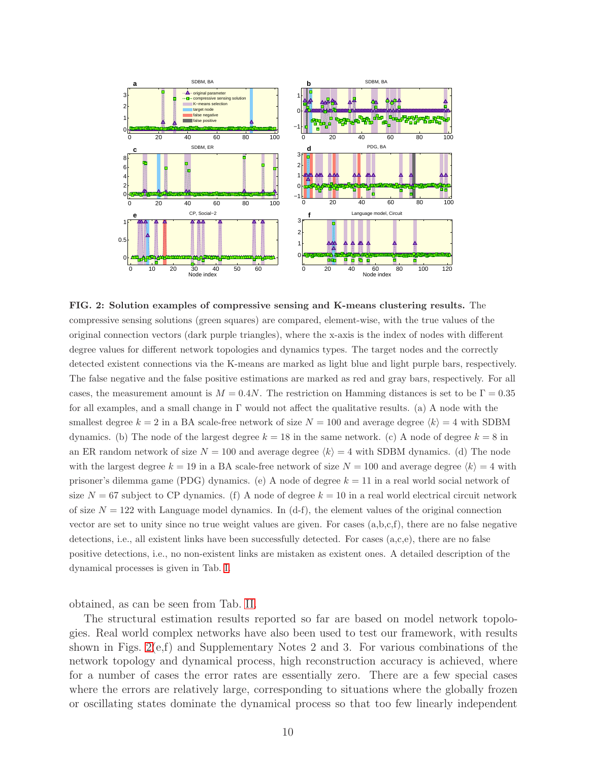**FIG. 2: Solution examples of compressive sensing and K-means clustering results.** The compressive sensing solutions (green squares) are compared, element-wise, with the true values of the original connection vectors (dark purple triangles), where the x-axis is the index of nodes with different degree values for different network topologies and dynamics types. The target nodes and the correctly detected existent connections via the K-means are marked as light blue and light purple bars, respectively. The false negative and the false positive estimations are marked as red and gray bars, respectively. For all cases, the measurement amount is $M = 0.4N$. The restriction on Hamming distances is set to be $\Gamma = 0.35$ for all examples, and a small change in $\Gamma$ would not affect the qualitative results. (a) A node with the smallest degree $k = 2$ in a BA scale-free network of size $N = 100$ and average degree $\langle k \rangle = 4$ with SDBM dynamics. (b) The node of the largest degree $k = 18$ in the same network. (c) A node of degree $k = 8$ in an ER random network of size $N = 100$ and average degree $\langle k \rangle = 4$ with SDBM dynamics. (d) The node with the largest degree $k = 19$ in a BA scale-free network of size $N = 100$ and average degree $\langle k \rangle = 4$ with prisoner's dilemma game (PDG) dynamics. (e) A node of degree $k = 11$ in a real world social network of size $N = 67$ subject to CP dynamics. (f) A node of degree $k = 10$ in a real world electrical circuit network of size $N = 122$ with Language model dynamics. In (d-f), the element values of the original connection vector are set to unity since no true weight values are given. For cases (a,b,c,f), there are no false negative detections, i.e., all existent links have been successfully detected. For cases (a,c,e), there are no false positive detections, i.e., no non-existent links are mistaken as existent ones. A detailed description of the dynamical processes is given in Tab. I.

obtained, as can be seen from Tab. II.

The structural estimation results reported so far are based on model network topologies. Real world complex networks have also been used to test our framework, with results shown in Figs. 2(e,f) and Supplementary Notes 2 and 3. For various combinations of the network topology and dynamical process, high reconstruction accuracy is achieved, where for a number of cases the error rates are essentially zero. There are a few special cases where the errors are relatively large, corresponding to situations where the globally frozen or oscillating states dominate the dynamical process so that too few linearly independent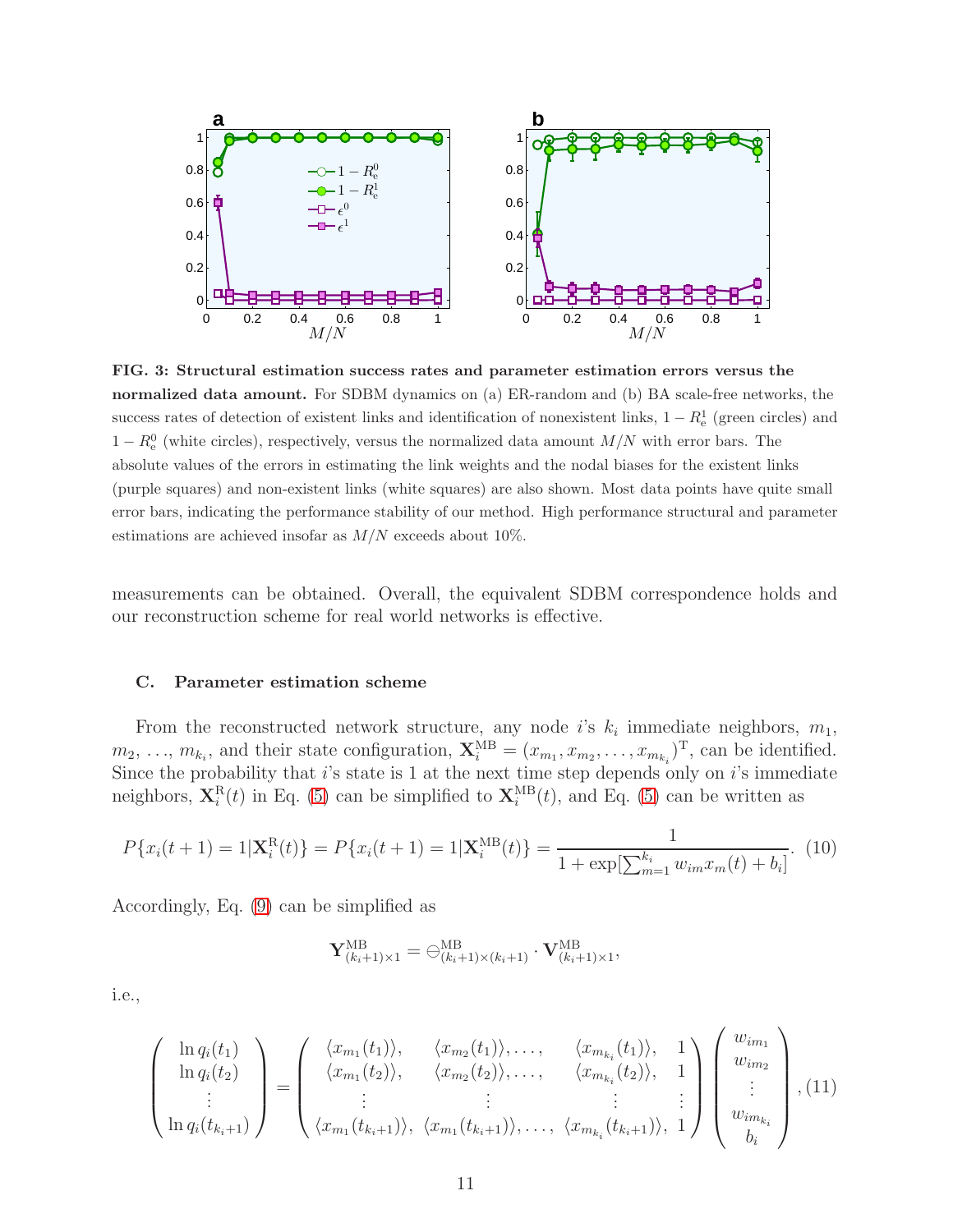**FIG. 3: Structural estimation success rates and parameter estimation errors versus the normalized data amount.** For SDBM dynamics on (a) ER-random and (b) BA scale-free networks, the success rates of detection of existent links and identification of nonexistent links, $1 - R_e^1$ (green circles) and $1 - R_e^0$ (white circles), respectively, versus the normalized data amount $M/N$ with error bars. The absolute values of the errors in estimating the link weights and the nodal biases for the existent links (purple squares) and non-existent links (white squares) are also shown. Most data points have quite small error bars, indicating the performance stability of our method. High performance structural and parameter estimations are achieved insofar as $M/N$ exceeds about 10%.

measurements can be obtained. Overall, the equivalent SDBM correspondence holds and our reconstruction scheme for real world networks is effective.

### C. Parameter estimation scheme

From the reconstructed network structure, any node $i$'s $k_i$ immediate neighbors, $m_1$, $m_2$, ..., $m_{k_i}$, and their state configuration, $\mathbf{X}_i^{\text{MB}} = (x_{m_1}, x_{m_2}, \ldots, x_{m_{k_i}})^{\text{T}}$, can be identified. Since the probability that $i$'s state is 1 at the next time step depends only on $i$'s immediate neighbors, $\mathbf{X}_i^{\text{R}}(t)$ in Eq. (5) can be simplified to $\mathbf{X}_i^{\text{MB}}(t)$, and Eq. (5) can be written as

$$P\{x_i(t+1) = 1 | \mathbf{X}_i^{\text{R}}(t)\} = P\{x_i(t+1) = 1 | \mathbf{X}_i^{\text{MB}}(t)\} = \frac{1}{1 + \exp[\sum_{m=1}^{k_i} w_{im} x_m(t) + b_i]}. \quad (10)$$

Accordingly, Eq. (9) can be simplified as

$$\mathbf{Y}_{(k_i+1)\times 1}^{\text{MB}} = \ominus_{(k_i+1)\times(k_i+1)}^{\text{MB}} \cdot \mathbf{V}_{(k_i+1)\times 1}^{\text{MB}},$$

i.e.,

$$\begin{pmatrix} \ln q_i(t_1) \\ \ln q_i(t_2) \\ \vdots \\ \ln q_i(t_{k_i+1}) \end{pmatrix} = \begin{pmatrix} \langle x_{m_1}(t_1)\rangle, & \langle x_{m_2}(t_1)\rangle, \ldots, & \langle x_{m_{k_i}}(t_1)\rangle, & 1 \\ \langle x_{m_1}(t_2)\rangle, & \langle x_{m_2}(t_2)\rangle, \ldots, & \langle x_{m_{k_i}}(t_2)\rangle, & 1 \\ \vdots & \vdots & \vdots & \vdots \\ \langle x_{m_1}(t_{k_i+1})\rangle, & \langle x_{m_1}(t_{k_i+1})\rangle, \ldots, & \langle x_{m_{k_i}}(t_{k_i+1})\rangle, & 1 \end{pmatrix} \begin{pmatrix} w_{im_1} \\ w_{im_2} \\ \vdots \\ w_{im_{k_i}} \\ b_i \end{pmatrix}, \quad (11)$$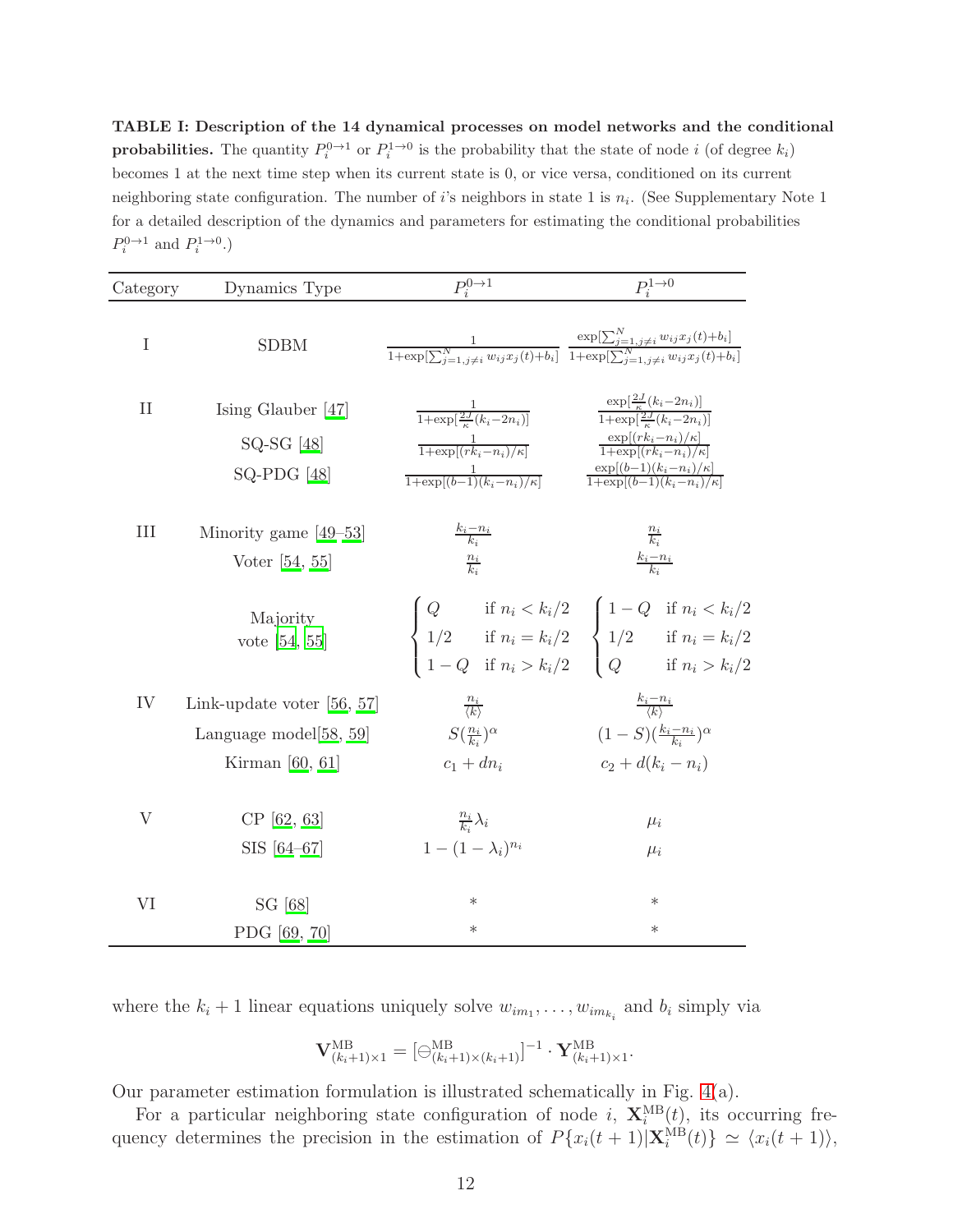**TABLE I: Description of the 14 dynamical processes on model networks and the conditional probabilities.** The quantity $P_i^{0\to1}$ or $P_i^{1\to0}$ is the probability that the state of node $i$ (of degree $k_i$) becomes 1 at the next time step when its current state is 0, or vice versa, conditioned on its current neighboring state configuration. The number of $i$'s neighbors in state 1 is $n_i$. (See Supplementary Note 1 for a detailed description of the dynamics and parameters for estimating the conditional probabilities $P_i^{0\to1}$ and $P_i^{1\to0}$.)

| Category | Dynamics Type | $P_i^{0\to1}$ | $P_i^{1\to0}$ |
|---|---|---|---|
| I | SDBM | $\frac{1}{1+\exp[\sum_{j=1,j\neq i}^{N} w_{ij}x_j(t)+b_i]}$ | $\frac{\exp[\sum_{j=1,j\neq i}^{N} w_{ij}x_j(t)+b_i]}{1+\exp[\sum_{j=1,j\neq i}^{N} w_{ij}x_j(t)+b_i]}$ |
| II | Ising Glauber [47] | $\frac{1}{1+\exp[\frac{2J}{\kappa}(k_i-2n_i)]}$ | $\frac{\exp[\frac{2J}{\kappa}(k_i-2n_i)]}{1+\exp[\frac{2J}{\kappa}(k_i-2n_i)]}$ |
| | SQ-SG [48] | $\frac{1}{1+\exp[(rk_i-n_i)/\kappa]}$ | $\frac{\exp[(rk_i-n_i)/\kappa]}{1+\exp[(rk_i-n_i)/\kappa]}$ |
| | SQ-PDG [48] | $\frac{1}{1+\exp[(b-1)(k_i-n_i)/\kappa]}$ | $\frac{\exp[(b-1)(k_i-n_i)/\kappa]}{1+\exp[(b-1)(k_i-n_i)/\kappa]}$ |
| III | Minority game [49–53] | $\frac{k_i-n_i}{k_i}$ | $\frac{n_i}{k_i}$ |
| | Voter [54, 55] | $\frac{n_i}{k_i}$ | $\frac{k_i-n_i}{k_i}$ |
| | Majority vote [54, 55] | $\begin{cases} Q & \text{if } n_i < k_i/2 \\ 1/2 & \text{if } n_i = k_i/2 \\ 1-Q & \text{if } n_i > k_i/2 \end{cases}$ | $\begin{cases} 1-Q & \text{if } n_i < k_i/2 \\ 1/2 & \text{if } n_i = k_i/2 \\ Q & \text{if } n_i > k_i/2 \end{cases}$ |
| IV | Link-update voter [56, 57] | $\frac{n_i}{\langle k\rangle}$ | $\frac{k_i-n_i}{\langle k\rangle}$ |
| | Language model[58, 59] | $S(\frac{n_i}{k_i})^\alpha$ | $(1-S)(\frac{k_i-n_i}{k_i})^\alpha$ |
| | Kirman [60, 61] | $c_1+dn_i$ | $c_2+d(k_i-n_i)$ |
| V | CP [62, 63] | $\frac{n_i}{k_i}\lambda_i$ | $\mu_i$ |
| | SIS [64–67] | $1-(1-\lambda_i)^{n_i}$ | $\mu_i$ |
| VI | SG [68] | * | * |
| | PDG [69, 70] | * | * |

where the $k_i+1$ linear equations uniquely solve $w_{im_1},\ldots,w_{im_{k_i}}$ and $b_i$ simply via

$$\mathbf{V}^{\mathrm{MB}}_{(k_i+1)\times1} = [\ominus^{\mathrm{MB}}_{(k_i+1)\times(k_i+1)}]^{-1}\cdot\mathbf{Y}^{\mathrm{MB}}_{(k_i+1)\times1}.$$

Our parameter estimation formulation is illustrated schematically in Fig. 4(a).

For a particular neighboring state configuration of node $i$, $\mathbf{X}_i^{\mathrm{MB}}(t)$, its occurring frequency determines the precision in the estimation of $P\{x_i(t+1)|\mathbf{X}_i^{\mathrm{MB}}(t)\} \simeq \langle x_i(t+1)\rangle$,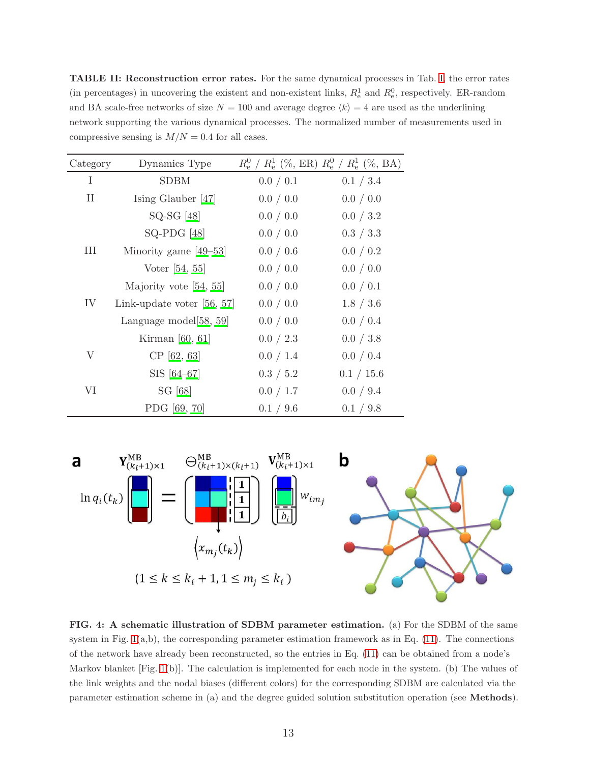**TABLE II: Reconstruction error rates.** For the same dynamical processes in Tab. I, the error rates (in percentages) in uncovering the existent and non-existent links, $R_e^1$ and $R_e^0$, respectively. ER-random and BA scale-free networks of size $N = 100$ and average degree $\langle k \rangle = 4$ are used as the underlining network supporting the various dynamical processes. The normalized number of measurements used in compressive sensing is $M/N = 0.4$ for all cases.

| Category | Dynamics Type | $R_e^0$ / $R_e^1$ (%, ER) | $R_e^0$ / $R_e^1$ (%, BA) |
|---|---|---|---|
| I | SDBM | 0.0 / 0.1 | 0.1 / 3.4 |
| II | Ising Glauber [47] | 0.0 / 0.0 | 0.0 / 0.0 |
| | SQ-SG [48] | 0.0 / 0.0 | 0.0 / 3.2 |
| | SQ-PDG [48] | 0.0 / 0.0 | 0.3 / 3.3 |
| III | Minority game [49–53] | 0.0 / 0.6 | 0.0 / 0.2 |
| | Voter [54, 55] | 0.0 / 0.0 | 0.0 / 0.0 |
| | Majority vote [54, 55] | 0.0 / 0.0 | 0.0 / 0.1 |
| IV | Link-update voter [56, 57] | 0.0 / 0.0 | 1.8 / 3.6 |
| | Language model[58, 59] | 0.0 / 0.0 | 0.0 / 0.4 |
| | Kirman [60, 61] | 0.0 / 2.3 | 0.0 / 3.8 |
| V | CP [62, 63] | 0.0 / 1.4 | 0.0 / 0.4 |
| | SIS [64–67] | 0.3 / 5.2 | 0.1 / 15.6 |
| VI | SG [68] | 0.0 / 1.7 | 0.0 / 9.4 |
| | PDG [69, 70] | 0.1 / 9.6 | 0.1 / 9.8 |

**FIG. 4: A schematic illustration of SDBM parameter estimation.** (a) For the SDBM of the same system in Fig. 1(a,b), the corresponding parameter estimation framework as in Eq. (11). The connections of the network have already been reconstructed, so the entries in Eq. (11) can be obtained from a node's Markov blanket [Fig. 1(b)]. The calculation is implemented for each node in the system. (b) The values of the link weights and the nodal biases (different colors) for the corresponding SDBM are calculated via the parameter estimation scheme in (a) and the degree guided solution substitution operation (see **Methods**).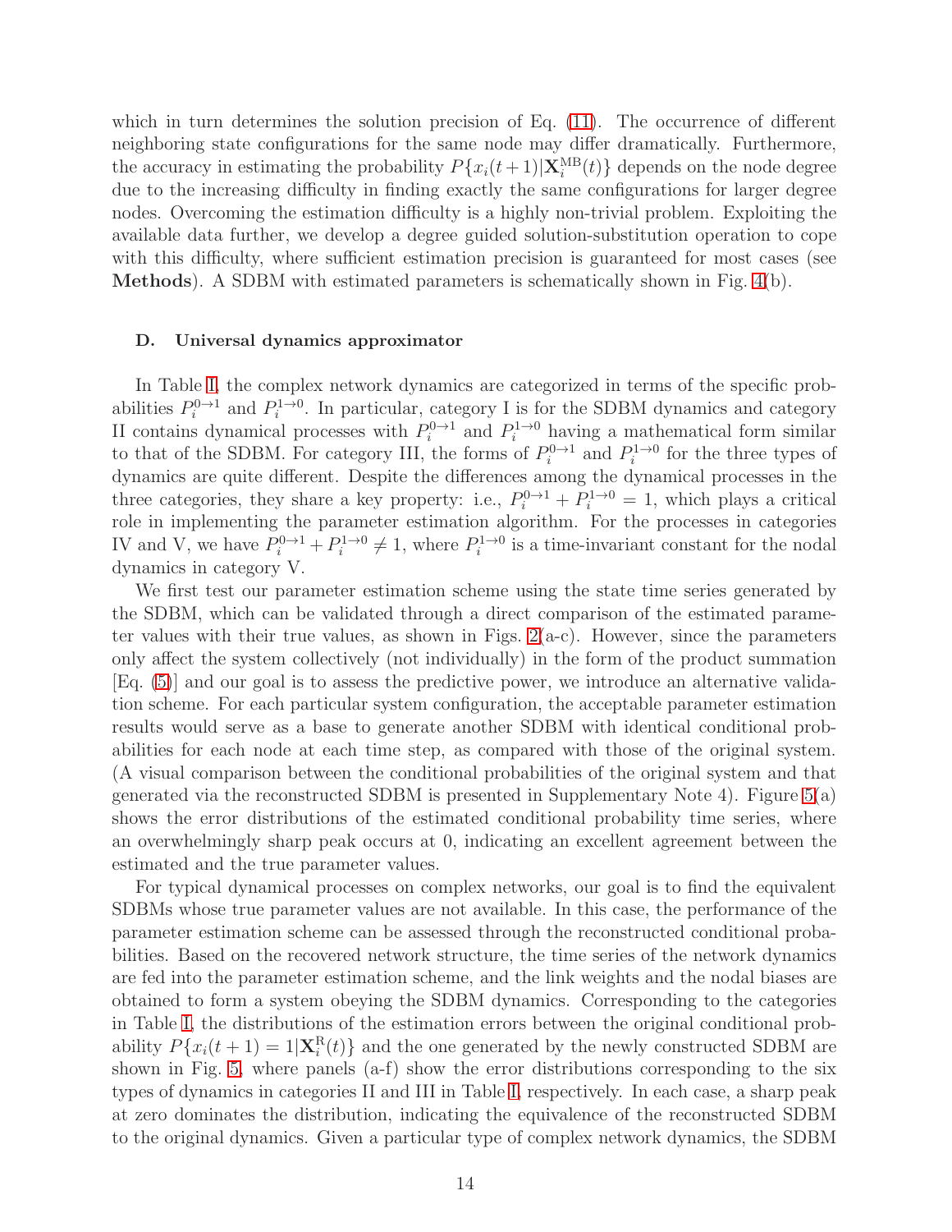which in turn determines the solution precision of Eq. (11). The occurrence of different neighboring state configurations for the same node may differ dramatically. Furthermore, the accuracy in estimating the probability $P\{x_i(t+1)|\mathbf{X}_i^{\mathrm{MB}}(t)\}$ depends on the node degree due to the increasing difficulty in finding exactly the same configurations for larger degree nodes. Overcoming the estimation difficulty is a highly non-trivial problem. Exploiting the available data further, we develop a degree guided solution-substitution operation to cope with this difficulty, where sufficient estimation precision is guaranteed for most cases (see **Methods**). A SDBM with estimated parameters is schematically shown in Fig. 4(b).

### D. Universal dynamics approximator

In Table I, the complex network dynamics are categorized in terms of the specific probabilities $P_i^{0\to1}$ and $P_i^{1\to0}$. In particular, category I is for the SDBM dynamics and category II contains dynamical processes with $P_i^{0\to1}$ and $P_i^{1\to0}$ having a mathematical form similar to that of the SDBM. For category III, the forms of $P_i^{0\to1}$ and $P_i^{1\to0}$ for the three types of dynamics are quite different. Despite the differences among the dynamical processes in the three categories, they share a key property: i.e., $P_i^{0\to1} + P_i^{1\to0} = 1$, which plays a critical role in implementing the parameter estimation algorithm. For the processes in categories IV and V, we have $P_i^{0\to1} + P_i^{1\to0} \neq 1$, where $P_i^{1\to0}$ is a time-invariant constant for the nodal dynamics in category V.

We first test our parameter estimation scheme using the state time series generated by the SDBM, which can be validated through a direct comparison of the estimated parameter values with their true values, as shown in Figs. 2(a-c). However, since the parameters only affect the system collectively (not individually) in the form of the product summation [Eq. (5)] and our goal is to assess the predictive power, we introduce an alternative validation scheme. For each particular system configuration, the acceptable parameter estimation results would serve as a base to generate another SDBM with identical conditional probabilities for each node at each time step, as compared with those of the original system. (A visual comparison between the conditional probabilities of the original system and that generated via the reconstructed SDBM is presented in Supplementary Note 4). Figure 5(a) shows the error distributions of the estimated conditional probability time series, where an overwhelmingly sharp peak occurs at 0, indicating an excellent agreement between the estimated and the true parameter values.

For typical dynamical processes on complex networks, our goal is to find the equivalent SDBMs whose true parameter values are not available. In this case, the performance of the parameter estimation scheme can be assessed through the reconstructed conditional probabilities. Based on the recovered network structure, the time series of the network dynamics are fed into the parameter estimation scheme, and the link weights and the nodal biases are obtained to form a system obeying the SDBM dynamics. Corresponding to the categories in Table I, the distributions of the estimation errors between the original conditional probability $P\{x_i(t+1) = 1|\mathbf{X}_i^{\mathrm{R}}(t)\}$ and the one generated by the newly constructed SDBM are shown in Fig. 5, where panels (a-f) show the error distributions corresponding to the six types of dynamics in categories II and III in Table I, respectively. In each case, a sharp peak at zero dominates the distribution, indicating the equivalence of the reconstructed SDBM to the original dynamics. Given a particular type of complex network dynamics, the SDBM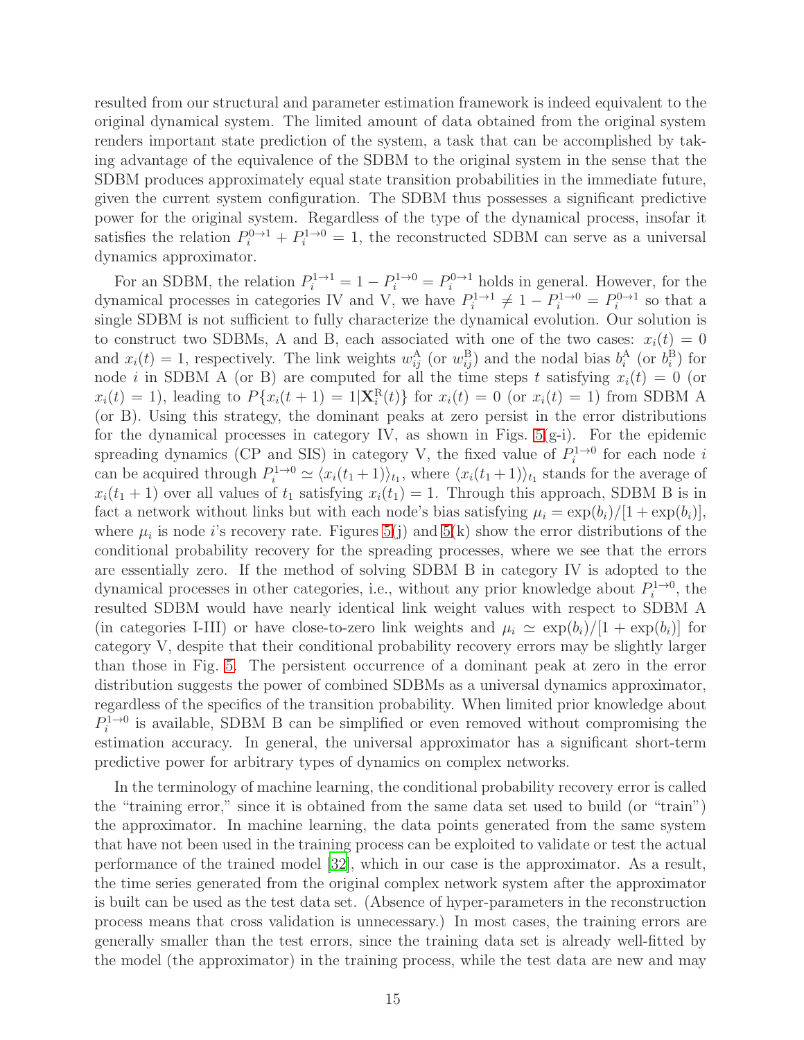resulted from our structural and parameter estimation framework is indeed equivalent to the original dynamical system. The limited amount of data obtained from the original system renders important state prediction of the system, a task that can be accomplished by taking advantage of the equivalence of the SDBM to the original system in the sense that the SDBM produces approximately equal state transition probabilities in the immediate future, given the current system configuration. The SDBM thus possesses a significant predictive power for the original system. Regardless of the type of the dynamical process, insofar it satisfies the relation $P_i^{0\to1} + P_i^{1\to0} = 1$, the reconstructed SDBM can serve as a universal dynamics approximator.

For an SDBM, the relation $P_i^{1\to1} = 1 - P_i^{1\to0} = P_i^{0\to1}$ holds in general. However, for the dynamical processes in categories IV and V, we have $P_i^{1\to1} \neq 1 - P_i^{1\to0} = P_i^{0\to1}$ so that a single SDBM is not sufficient to fully characterize the dynamical evolution. Our solution is to construct two SDBMs, A and B, each associated with one of the two cases: $x_i(t) = 0$ and $x_i(t) = 1$, respectively. The link weights $w_{ij}^{\rm A}$ (or $w_{ij}^{\rm B}$) and the nodal bias $b_i^{\rm A}$ (or $b_i^{\rm B}$) for node $i$ in SDBM A (or B) are computed for all the time steps $t$ satisfying $x_i(t) = 0$ (or $x_i(t) = 1$), leading to $P\{x_i(t+1) = 1|\mathbf{X}_i^{\rm R}(t)\}$ for $x_i(t) = 0$ (or $x_i(t) = 1$) from SDBM A (or B). Using this strategy, the dominant peaks at zero persist in the error distributions for the dynamical processes in category IV, as shown in Figs. 5(g-i). For the epidemic spreading dynamics (CP and SIS) in category V, the fixed value of $P_i^{1\to0}$ for each node $i$ can be acquired through $P_i^{1\to0} \simeq \langle x_i(t_1+1)\rangle_{t_1}$, where $\langle x_i(t_1+1)\rangle_{t_1}$ stands for the average of $x_i(t_1+1)$ over all values of $t_1$ satisfying $x_i(t_1) = 1$. Through this approach, SDBM B is in fact a network without links but with each node's bias satisfying $\mu_i = \exp(b_i)/[1+\exp(b_i)]$, where $\mu_i$ is node $i$'s recovery rate. Figures 5(j) and 5(k) show the error distributions of the conditional probability recovery for the spreading processes, where we see that the errors are essentially zero. If the method of solving SDBM B in category IV is adopted to the dynamical processes in other categories, i.e., without any prior knowledge about $P_i^{1\to0}$, the resulted SDBM would have nearly identical link weight values with respect to SDBM A (in categories I-III) or have close-to-zero link weights and $\mu_i \simeq \exp(b_i)/[1+\exp(b_i)]$ for category V, despite that their conditional probability recovery errors may be slightly larger than those in Fig. 5. The persistent occurrence of a dominant peak at zero in the error distribution suggests the power of combined SDBMs as a universal dynamics approximator, regardless of the specifics of the transition probability. When limited prior knowledge about $P_i^{1\to0}$ is available, SDBM B can be simplified or even removed without compromising the estimation accuracy. In general, the universal approximator has a significant short-term predictive power for arbitrary types of dynamics on complex networks.

In the terminology of machine learning, the conditional probability recovery error is called the "training error," since it is obtained from the same data set used to build (or "train") the approximator. In machine learning, the data points generated from the same system that have not been used in the training process can be exploited to validate or test the actual performance of the trained model [32], which in our case is the approximator. As a result, the time series generated from the original complex network system after the approximator is built can be used as the test data set. (Absence of hyper-parameters in the reconstruction process means that cross validation is unnecessary.) In most cases, the training errors are generally smaller than the test errors, since the training data set is already well-fitted by the model (the approximator) in the training process, while the test data are new and may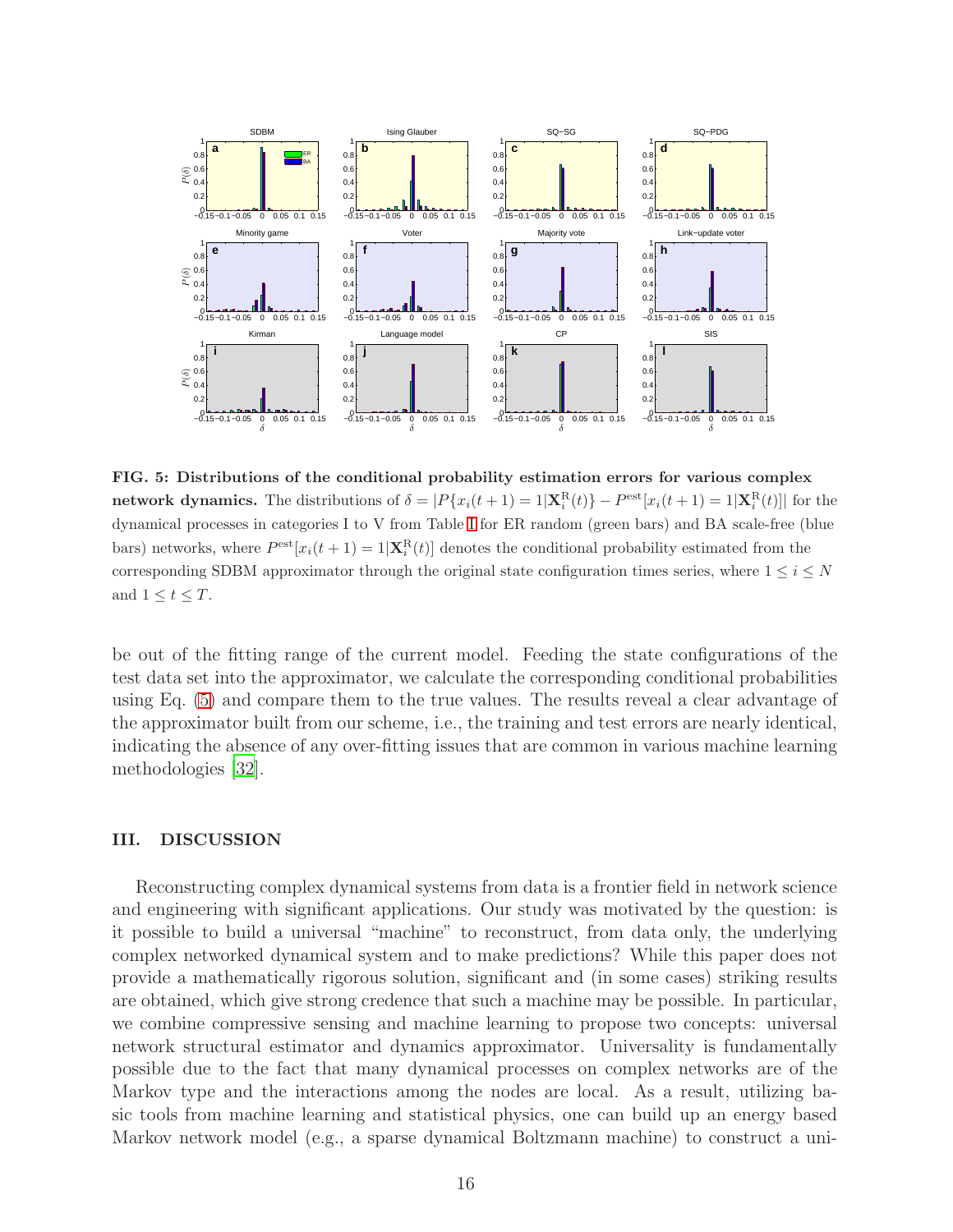**FIG. 5: Distributions of the conditional probability estimation errors for various complex network dynamics.** The distributions of $\delta = |P\{x_i(t+1) = 1|\mathbf{X}_i^{\mathrm{R}}(t)\} - P^{\mathrm{est}}[x_i(t+1) = 1|\mathbf{X}_i^{\mathrm{R}}(t)]|$ for the dynamical processes in categories I to V from Table I for ER random (green bars) and BA scale-free (blue bars) networks, where $P^{\mathrm{est}}[x_i(t+1) = 1|\mathbf{X}_i^{\mathrm{R}}(t)]$ denotes the conditional probability estimated from the corresponding SDBM approximator through the original state configuration times series, where $1 \leq i \leq N$ and $1 \leq t \leq T$.

be out of the fitting range of the current model. Feeding the state configurations of the test data set into the approximator, we calculate the corresponding conditional probabilities using Eq. (5) and compare them to the true values. The results reveal a clear advantage of the approximator built from our scheme, i.e., the training and test errors are nearly identical, indicating the absence of any over-fitting issues that are common in various machine learning methodologies [32].

## III. DISCUSSION

Reconstructing complex dynamical systems from data is a frontier field in network science and engineering with significant applications. Our study was motivated by the question: is it possible to build a universal "machine" to reconstruct, from data only, the underlying complex networked dynamical system and to make predictions? While this paper does not provide a mathematically rigorous solution, significant and (in some cases) striking results are obtained, which give strong credence that such a machine may be possible. In particular, we combine compressive sensing and machine learning to propose two concepts: universal network structural estimator and dynamics approximator. Universality is fundamentally possible due to the fact that many dynamical processes on complex networks are of the Markov type and the interactions among the nodes are local. As a result, utilizing basic tools from machine learning and statistical physics, one can build up an energy based Markov network model (e.g., a sparse dynamical Boltzmann machine) to construct a uni-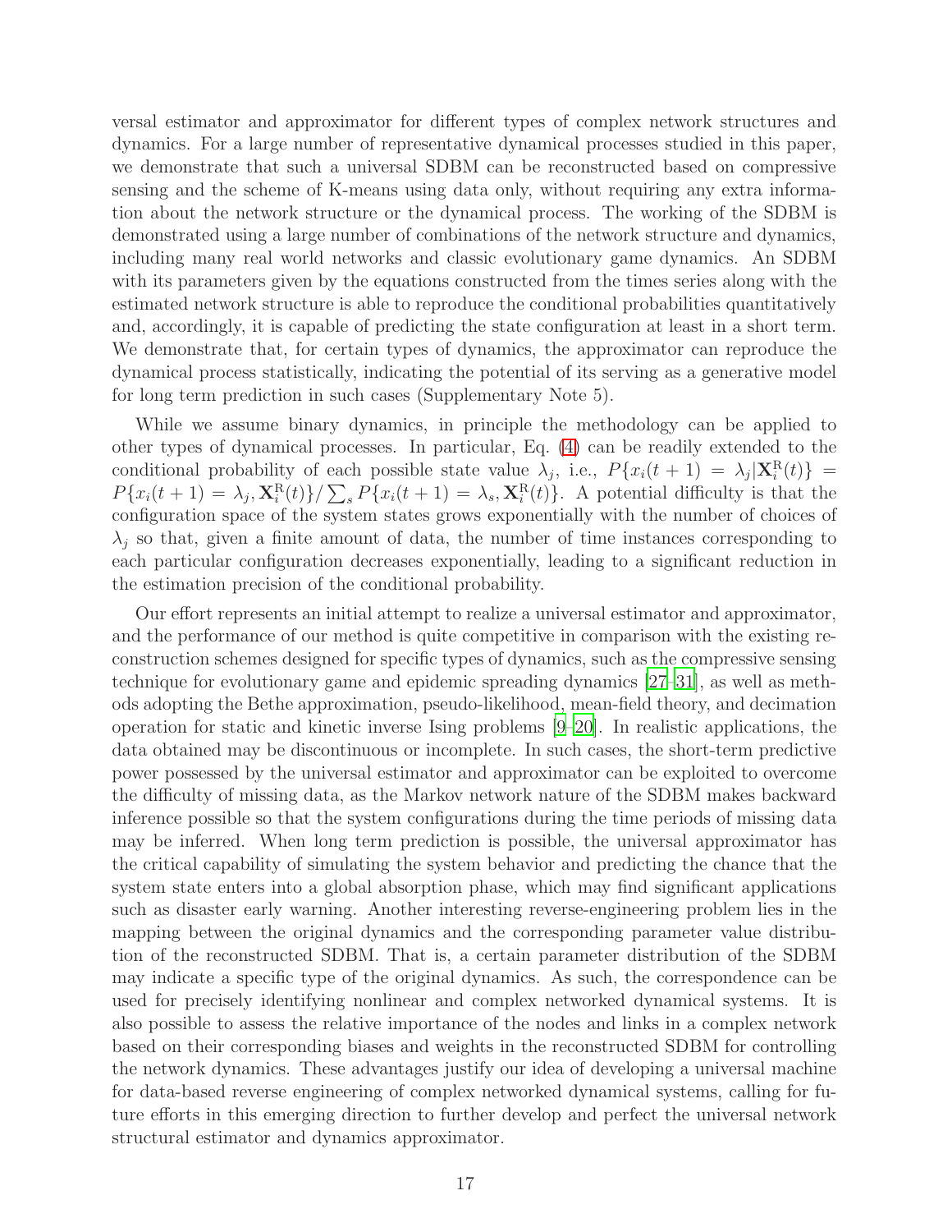versal estimator and approximator for different types of complex network structures and dynamics. For a large number of representative dynamical processes studied in this paper, we demonstrate that such a universal SDBM can be reconstructed based on compressive sensing and the scheme of K-means using data only, without requiring any extra information about the network structure or the dynamical process. The working of the SDBM is demonstrated using a large number of combinations of the network structure and dynamics, including many real world networks and classic evolutionary game dynamics. An SDBM with its parameters given by the equations constructed from the times series along with the estimated network structure is able to reproduce the conditional probabilities quantitatively and, accordingly, it is capable of predicting the state configuration at least in a short term. We demonstrate that, for certain types of dynamics, the approximator can reproduce the dynamical process statistically, indicating the potential of its serving as a generative model for long term prediction in such cases (Supplementary Note 5).

While we assume binary dynamics, in principle the methodology can be applied to other types of dynamical processes. In particular, Eq. (4) can be readily extended to the conditional probability of each possible state value $\lambda_j$, i.e., $P\{x_i(t+1) = \lambda_j | \mathbf{X}_i^{\mathrm{R}}(t)\} = P\{x_i(t+1) = \lambda_j, \mathbf{X}_i^{\mathrm{R}}(t)\} / \sum_s P\{x_i(t+1) = \lambda_s, \mathbf{X}_i^{\mathrm{R}}(t)\}$. A potential difficulty is that the configuration space of the system states grows exponentially with the number of choices of $\lambda_j$ so that, given a finite amount of data, the number of time instances corresponding to each particular configuration decreases exponentially, leading to a significant reduction in the estimation precision of the conditional probability.

Our effort represents an initial attempt to realize a universal estimator and approximator, and the performance of our method is quite competitive in comparison with the existing reconstruction schemes designed for specific types of dynamics, such as the compressive sensing technique for evolutionary game and epidemic spreading dynamics [27–31], as well as methods adopting the Bethe approximation, pseudo-likelihood, mean-field theory, and decimation operation for static and kinetic inverse Ising problems [9–20]. In realistic applications, the data obtained may be discontinuous or incomplete. In such cases, the short-term predictive power possessed by the universal estimator and approximator can be exploited to overcome the difficulty of missing data, as the Markov network nature of the SDBM makes backward inference possible so that the system configurations during the time periods of missing data may be inferred. When long term prediction is possible, the universal approximator has the critical capability of simulating the system behavior and predicting the chance that the system state enters into a global absorption phase, which may find significant applications such as disaster early warning. Another interesting reverse-engineering problem lies in the mapping between the original dynamics and the corresponding parameter value distribution of the reconstructed SDBM. That is, a certain parameter distribution of the SDBM may indicate a specific type of the original dynamics. As such, the correspondence can be used for precisely identifying nonlinear and complex networked dynamical systems. It is also possible to assess the relative importance of the nodes and links in a complex network based on their corresponding biases and weights in the reconstructed SDBM for controlling the network dynamics. These advantages justify our idea of developing a universal machine for data-based reverse engineering of complex networked dynamical systems, calling for future efforts in this emerging direction to further develop and perfect the universal network structural estimator and dynamics approximator.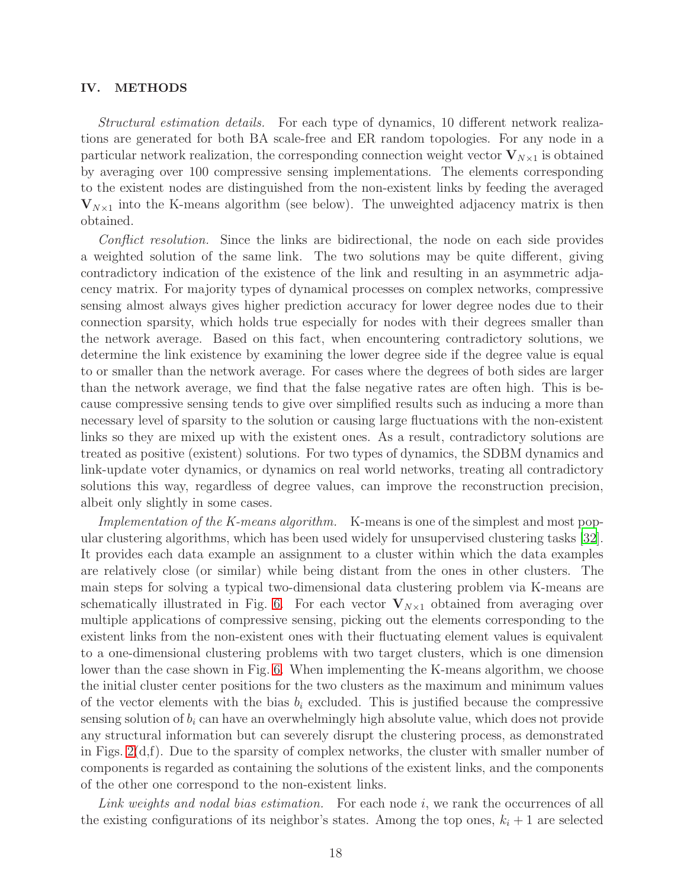## IV. METHODS

*Structural estimation details.* For each type of dynamics, 10 different network realizations are generated for both BA scale-free and ER random topologies. For any node in a particular network realization, the corresponding connection weight vector $\mathbf{V}_{N\times 1}$ is obtained by averaging over 100 compressive sensing implementations. The elements corresponding to the existent nodes are distinguished from the non-existent links by feeding the averaged $\mathbf{V}_{N\times 1}$ into the K-means algorithm (see below). The unweighted adjacency matrix is then obtained.

*Conflict resolution.* Since the links are bidirectional, the node on each side provides a weighted solution of the same link. The two solutions may be quite different, giving contradictory indication of the existence of the link and resulting in an asymmetric adjacency matrix. For majority types of dynamical processes on complex networks, compressive sensing almost always gives higher prediction accuracy for lower degree nodes due to their connection sparsity, which holds true especially for nodes with their degrees smaller than the network average. Based on this fact, when encountering contradictory solutions, we determine the link existence by examining the lower degree side if the degree value is equal to or smaller than the network average. For cases where the degrees of both sides are larger than the network average, we find that the false negative rates are often high. This is because compressive sensing tends to give over simplified results such as inducing a more than necessary level of sparsity to the solution or causing large fluctuations with the non-existent links so they are mixed up with the existent ones. As a result, contradictory solutions are treated as positive (existent) solutions. For two types of dynamics, the SDBM dynamics and link-update voter dynamics, or dynamics on real world networks, treating all contradictory solutions this way, regardless of degree values, can improve the reconstruction precision, albeit only slightly in some cases.

*Implementation of the K-means algorithm.* K-means is one of the simplest and most popular clustering algorithms, which has been used widely for unsupervised clustering tasks [32]. It provides each data example an assignment to a cluster within which the data examples are relatively close (or similar) while being distant from the ones in other clusters. The main steps for solving a typical two-dimensional data clustering problem via K-means are schematically illustrated in Fig. 6. For each vector $\mathbf{V}_{N\times 1}$ obtained from averaging over multiple applications of compressive sensing, picking out the elements corresponding to the existent links from the non-existent ones with their fluctuating element values is equivalent to a one-dimensional clustering problems with two target clusters, which is one dimension lower than the case shown in Fig. 6. When implementing the K-means algorithm, we choose the initial cluster center positions for the two clusters as the maximum and minimum values of the vector elements with the bias $b_i$ excluded. This is justified because the compressive sensing solution of $b_i$ can have an overwhelmingly high absolute value, which does not provide any structural information but can severely disrupt the clustering process, as demonstrated in Figs. 2(d,f). Due to the sparsity of complex networks, the cluster with smaller number of components is regarded as containing the solutions of the existent links, and the components of the other one correspond to the non-existent links.

*Link weights and nodal bias estimation.* For each node $i$, we rank the occurrences of all the existing configurations of its neighbor's states. Among the top ones, $k_i + 1$ are selected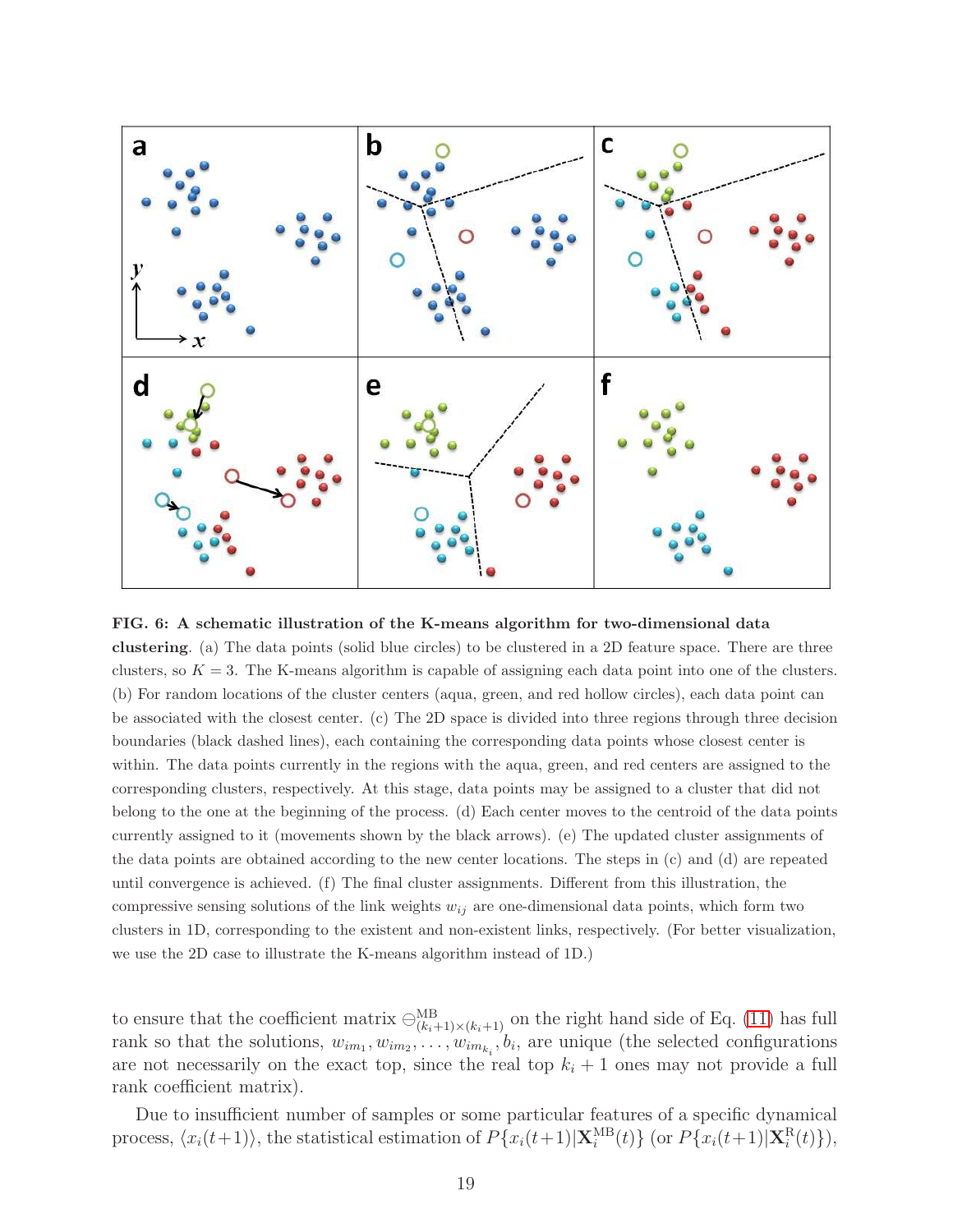**FIG. 6: A schematic illustration of the K-means algorithm for two-dimensional data clustering**. (a) The data points (solid blue circles) to be clustered in a 2D feature space. There are three clusters, so $K = 3$. The K-means algorithm is capable of assigning each data point into one of the clusters. (b) For random locations of the cluster centers (aqua, green, and red hollow circles), each data point can be associated with the closest center. (c) The 2D space is divided into three regions through three decision boundaries (black dashed lines), each containing the corresponding data points whose closest center is within. The data points currently in the regions with the aqua, green, and red centers are assigned to the corresponding clusters, respectively. At this stage, data points may be assigned to a cluster that did not belong to the one at the beginning of the process. (d) Each center moves to the centroid of the data points currently assigned to it (movements shown by the black arrows). (e) The updated cluster assignments of the data points are obtained according to the new center locations. The steps in (c) and (d) are repeated until convergence is achieved. (f) The final cluster assignments. Different from this illustration, the compressive sensing solutions of the link weights $w_{ij}$ are one-dimensional data points, which form two clusters in 1D, corresponding to the existent and non-existent links, respectively. (For better visualization, we use the 2D case to illustrate the K-means algorithm instead of 1D.)

to ensure that the coefficient matrix $\ominus^{\text{MB}}_{(k_i+1)\times(k_i+1)}$ on the right hand side of Eq. (11) has full rank so that the solutions, $w_{im_1}, w_{im_2}, \ldots, w_{im_{k_i}}, b_i$, are unique (the selected configurations are not necessarily on the exact top, since the real top $k_i + 1$ ones may not provide a full rank coefficient matrix).

Due to insufficient number of samples or some particular features of a specific dynamical process, $\langle x_i(t+1)\rangle$, the statistical estimation of $P\{x_i(t+1)|\mathbf{X}_i^{\text{MB}}(t)\}$ (or $P\{x_i(t+1)|\mathbf{X}_i^{\text{R}}(t)\}$),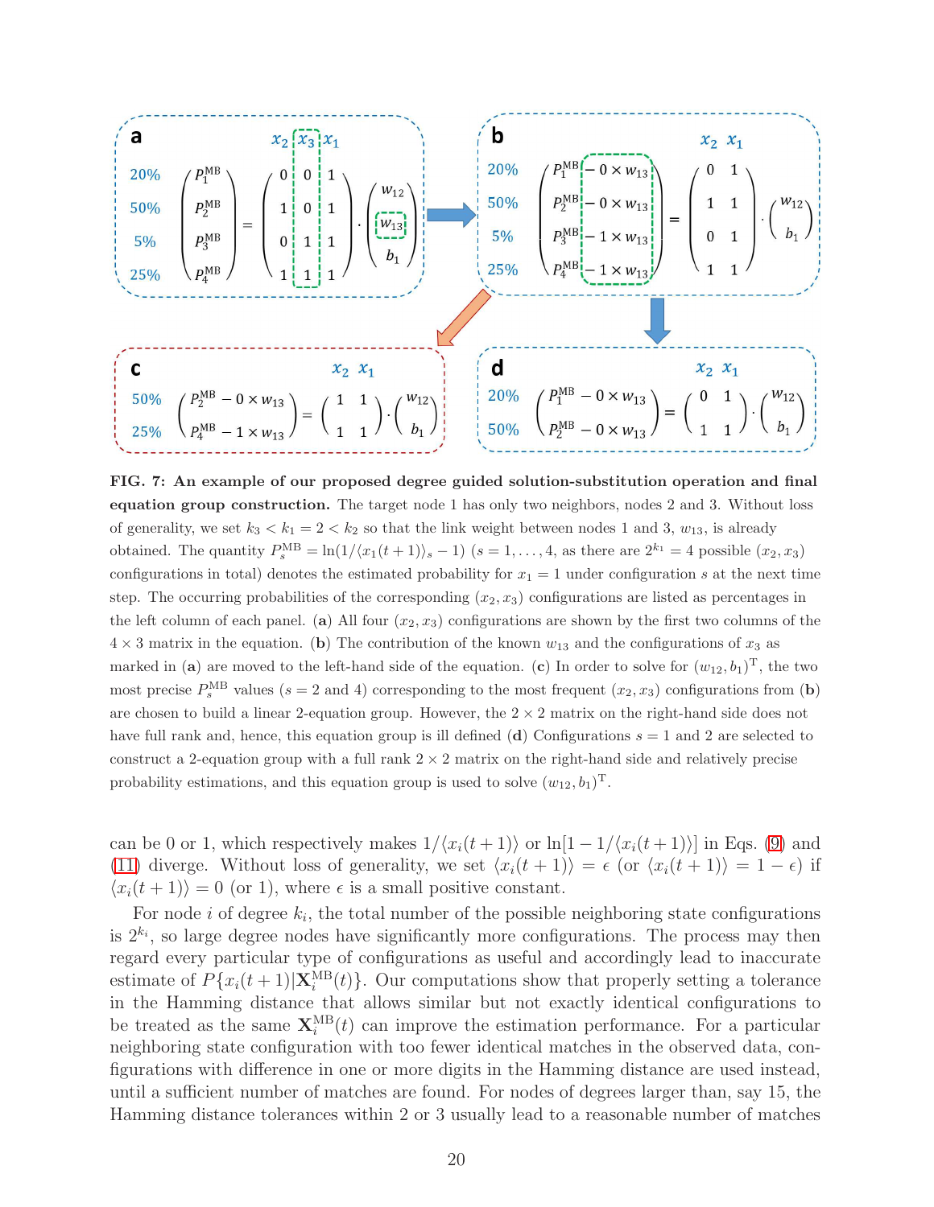**FIG. 7: An example of our proposed degree guided solution-substitution operation and final equation group construction.** The target node 1 has only two neighbors, nodes 2 and 3. Without loss of generality, we set $k_3 < k_1 = 2 < k_2$ so that the link weight between nodes 1 and 3, $w_{13}$, is already obtained. The quantity $P_s^{\mathrm{MB}} = \ln(1/\langle x_1(t+1)\rangle_s - 1)$ ($s = 1, \ldots, 4$, as there are $2^{k_1} = 4$ possible $(x_2, x_3)$ configurations in total) denotes the estimated probability for $x_1 = 1$ under configuration $s$ at the next time step. The occurring probabilities of the corresponding $(x_2, x_3)$ configurations are listed as percentages in the left column of each panel. (**a**) All four $(x_2, x_3)$ configurations are shown by the first two columns of the $4 \times 3$ matrix in the equation. (**b**) The contribution of the known $w_{13}$ and the configurations of $x_3$ as marked in (**a**) are moved to the left-hand side of the equation. (**c**) In order to solve for $(w_{12}, b_1)^{\mathrm{T}}$, the two most precise $P_s^{\mathrm{MB}}$ values ($s = 2$ and 4) corresponding to the most frequent $(x_2, x_3)$ configurations from (**b**) are chosen to build a linear 2-equation group. However, the $2 \times 2$ matrix on the right-hand side does not have full rank and, hence, this equation group is ill defined (**d**) Configurations $s = 1$ and 2 are selected to construct a 2-equation group with a full rank $2 \times 2$ matrix on the right-hand side and relatively precise probability estimations, and this equation group is used to solve $(w_{12}, b_1)^{\mathrm{T}}$.

can be 0 or 1, which respectively makes $1/\langle x_i(t+1)\rangle$ or $\ln[1 - 1/\langle x_i(t+1)\rangle]$ in Eqs. (9) and (11) diverge. Without loss of generality, we set $\langle x_i(t+1)\rangle = \epsilon$ (or $\langle x_i(t+1)\rangle = 1 - \epsilon$) if $\langle x_i(t+1)\rangle = 0$ (or 1), where $\epsilon$ is a small positive constant.

For node $i$ of degree $k_i$, the total number of the possible neighboring state configurations is $2^{k_i}$, so large degree nodes have significantly more configurations. The process may then regard every particular type of configurations as useful and accordingly lead to inaccurate estimate of $P\{x_i(t+1)|\mathbf{X}_i^{\mathrm{MB}}(t)\}$. Our computations show that properly setting a tolerance in the Hamming distance that allows similar but not exactly identical configurations to be treated as the same $\mathbf{X}_i^{\mathrm{MB}}(t)$ can improve the estimation performance. For a particular neighboring state configuration with too fewer identical matches in the observed data, configurations with difference in one or more digits in the Hamming distance are used instead, until a sufficient number of matches are found. For nodes of degrees larger than, say 15, the Hamming distance tolerances within 2 or 3 usually lead to a reasonable number of matches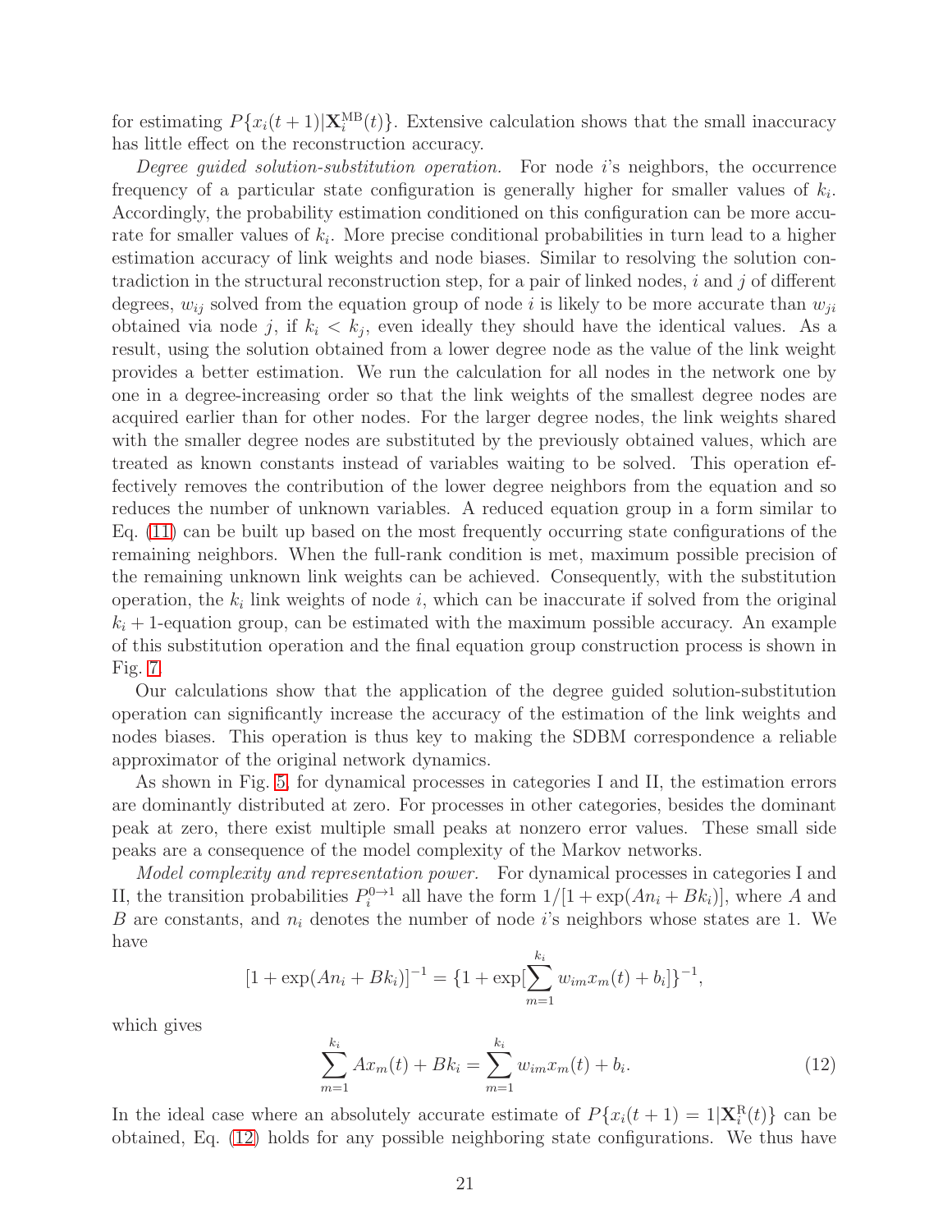for estimating $P\{x_i(t+1)|\mathbf{X}_i^{\mathrm{MB}}(t)\}$. Extensive calculation shows that the small inaccuracy has little effect on the reconstruction accuracy.

*Degree guided solution-substitution operation.* For node $i$'s neighbors, the occurrence frequency of a particular state configuration is generally higher for smaller values of $k_i$. Accordingly, the probability estimation conditioned on this configuration can be more accurate for smaller values of $k_i$. More precise conditional probabilities in turn lead to a higher estimation accuracy of link weights and node biases. Similar to resolving the solution contradiction in the structural reconstruction step, for a pair of linked nodes, $i$ and $j$ of different degrees, $w_{ij}$ solved from the equation group of node $i$ is likely to be more accurate than $w_{ji}$ obtained via node $j$, if $k_i < k_j$, even ideally they should have the identical values. As a result, using the solution obtained from a lower degree node as the value of the link weight provides a better estimation. We run the calculation for all nodes in the network one by one in a degree-increasing order so that the link weights of the smallest degree nodes are acquired earlier than for other nodes. For the larger degree nodes, the link weights shared with the smaller degree nodes are substituted by the previously obtained values, which are treated as known constants instead of variables waiting to be solved. This operation effectively removes the contribution of the lower degree neighbors from the equation and so reduces the number of unknown variables. A reduced equation group in a form similar to Eq. (11) can be built up based on the most frequently occurring state configurations of the remaining neighbors. When the full-rank condition is met, maximum possible precision of the remaining unknown link weights can be achieved. Consequently, with the substitution operation, the $k_i$ link weights of node $i$, which can be inaccurate if solved from the original $k_i + 1$-equation group, can be estimated with the maximum possible accuracy. An example of this substitution operation and the final equation group construction process is shown in Fig. 7.

Our calculations show that the application of the degree guided solution-substitution operation can significantly increase the accuracy of the estimation of the link weights and nodes biases. This operation is thus key to making the SDBM correspondence a reliable approximator of the original network dynamics.

As shown in Fig. 5, for dynamical processes in categories I and II, the estimation errors are dominantly distributed at zero. For processes in other categories, besides the dominant peak at zero, there exist multiple small peaks at nonzero error values. These small side peaks are a consequence of the model complexity of the Markov networks.

*Model complexity and representation power.* For dynamical processes in categories I and II, the transition probabilities $P_i^{0\to1}$ all have the form $1/[1+\exp(An_i + Bk_i)]$, where $A$ and $B$ are constants, and $n_i$ denotes the number of node $i$'s neighbors whose states are 1. We have

$$[1+\exp(An_i + Bk_i)]^{-1} = \{1+\exp[\sum_{m=1}^{k_i} w_{im}x_m(t) + b_i]\}^{-1},$$

which gives

$$\sum_{m=1}^{k_i} Ax_m(t) + Bk_i = \sum_{m=1}^{k_i} w_{im}x_m(t) + b_i. \tag{12}$$

In the ideal case where an absolutely accurate estimate of $P\{x_i(t+1) = 1|\mathbf{X}_i^{\mathrm{R}}(t)\}$ can be obtained, Eq. (12) holds for any possible neighboring state configurations. We thus have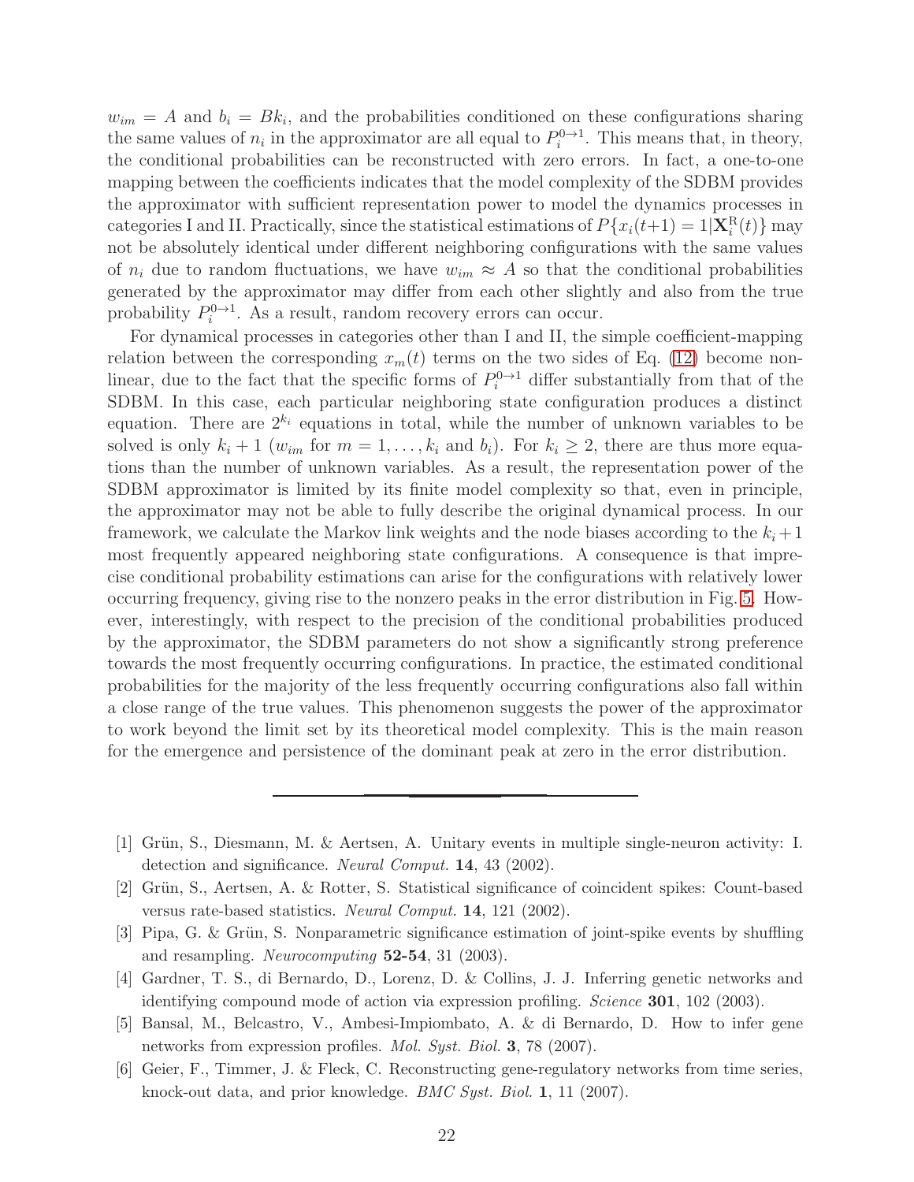$w_{im} = A$ and $b_i = Bk_i$, and the probabilities conditioned on these configurations sharing the same values of $n_i$ in the approximator are all equal to $P_i^{0\to1}$. This means that, in theory, the conditional probabilities can be reconstructed with zero errors. In fact, a one-to-one mapping between the coefficients indicates that the model complexity of the SDBM provides the approximator with sufficient representation power to model the dynamics processes in categories I and II. Practically, since the statistical estimations of $P\{x_i(t+1) = 1|\mathbf{X}_i^{\mathrm{R}}(t)\}$ may not be absolutely identical under different neighboring configurations with the same values of $n_i$ due to random fluctuations, we have $w_{im} \approx A$ so that the conditional probabilities generated by the approximator may differ from each other slightly and also from the true probability $P_i^{0\to1}$. As a result, random recovery errors can occur.

For dynamical processes in categories other than I and II, the simple coefficient-mapping relation between the corresponding $x_m(t)$ terms on the two sides of Eq. (12) become nonlinear, due to the fact that the specific forms of $P_i^{0\to1}$ differ substantially from that of the SDBM. In this case, each particular neighboring state configuration produces a distinct equation. There are $2^{k_i}$ equations in total, while the number of unknown variables to be solved is only $k_i + 1$ ($w_{im}$ for $m = 1, \ldots, k_i$ and $b_i$). For $k_i \geq 2$, there are thus more equations than the number of unknown variables. As a result, the representation power of the SDBM approximator is limited by its finite model complexity so that, even in principle, the approximator may not be able to fully describe the original dynamical process. In our framework, we calculate the Markov link weights and the node biases according to the $k_i+1$ most frequently appeared neighboring state configurations. A consequence is that imprecise conditional probability estimations can arise for the configurations with relatively lower occurring frequency, giving rise to the nonzero peaks in the error distribution in Fig. 5. However, interestingly, with respect to the precision of the conditional probabilities produced by the approximator, the SDBM parameters do not show a significantly strong preference towards the most frequently occurring configurations. In practice, the estimated conditional probabilities for the majority of the less frequently occurring configurations also fall within a close range of the true values. This phenomenon suggests the power of the approximator to work beyond the limit set by its theoretical model complexity. This is the main reason for the emergence and persistence of the dominant peak at zero in the error distribution.

---

[1] Grün, S., Diesmann, M. & Aertsen, A. Unitary events in multiple single-neuron activity: I. detection and significance. *Neural Comput.* **14**, 43 (2002).

[2] Grün, S., Aertsen, A. & Rotter, S. Statistical significance of coincident spikes: Count-based versus rate-based statistics. *Neural Comput.* **14**, 121 (2002).

[3] Pipa, G. & Grün, S. Nonparametric significance estimation of joint-spike events by shuffling and resampling. *Neurocomputing* **52-54**, 31 (2003).

[4] Gardner, T. S., di Bernardo, D., Lorenz, D. & Collins, J. J. Inferring genetic networks and identifying compound mode of action via expression profiling. *Science* **301**, 102 (2003).

[5] Bansal, M., Belcastro, V., Ambesi-Impiombato, A. & di Bernardo, D. How to infer gene networks from expression profiles. *Mol. Syst. Biol.* **3**, 78 (2007).

[6] Geier, F., Timmer, J. & Fleck, C. Reconstructing gene-regulatory networks from time series, knock-out data, and prior knowledge. *BMC Syst. Biol.* **1**, 11 (2007).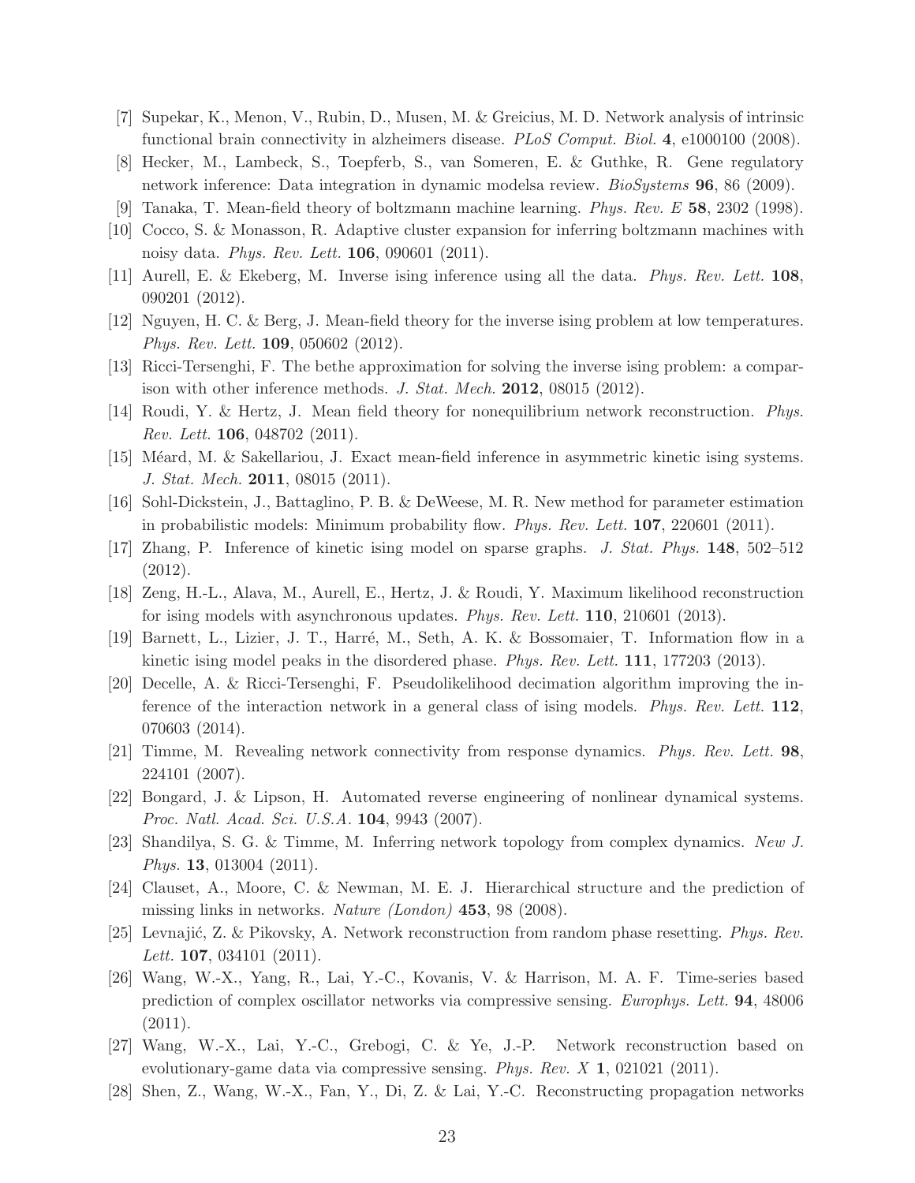[7] Supekar, K., Menon, V., Rubin, D., Musen, M. & Greicius, M. D. Network analysis of intrinsic functional brain connectivity in alzheimers disease. *PLoS Comput. Biol.* **4**, e1000100 (2008).

[8] Hecker, M., Lambeck, S., Toepferb, S., van Someren, E. & Guthke, R. Gene regulatory network inference: Data integration in dynamic modelsa review. *BioSystems* **96**, 86 (2009).

[9] Tanaka, T. Mean-field theory of boltzmann machine learning. *Phys. Rev. E* **58**, 2302 (1998).

[10] Cocco, S. & Monasson, R. Adaptive cluster expansion for inferring boltzmann machines with noisy data. *Phys. Rev. Lett.* **106**, 090601 (2011).

[11] Aurell, E. & Ekeberg, M. Inverse ising inference using all the data. *Phys. Rev. Lett.* **108**, 090201 (2012).

[12] Nguyen, H. C. & Berg, J. Mean-field theory for the inverse ising problem at low temperatures. *Phys. Rev. Lett.* **109**, 050602 (2012).

[13] Ricci-Tersenghi, F. The bethe approximation for solving the inverse ising problem: a comparison with other inference methods. *J. Stat. Mech.* **2012**, 08015 (2012).

[14] Roudi, Y. & Hertz, J. Mean field theory for nonequilibrium network reconstruction. *Phys. Rev. Lett.* **106**, 048702 (2011).

[15] Méard, M. & Sakellariou, J. Exact mean-field inference in asymmetric kinetic ising systems. *J. Stat. Mech.* **2011**, 08015 (2011).

[16] Sohl-Dickstein, J., Battaglino, P. B. & DeWeese, M. R. New method for parameter estimation in probabilistic models: Minimum probability flow. *Phys. Rev. Lett.* **107**, 220601 (2011).

[17] Zhang, P. Inference of kinetic ising model on sparse graphs. *J. Stat. Phys.* **148**, 502–512 (2012).

[18] Zeng, H.-L., Alava, M., Aurell, E., Hertz, J. & Roudi, Y. Maximum likelihood reconstruction for ising models with asynchronous updates. *Phys. Rev. Lett.* **110**, 210601 (2013).

[19] Barnett, L., Lizier, J. T., Harré, M., Seth, A. K. & Bossomaier, T. Information flow in a kinetic ising model peaks in the disordered phase. *Phys. Rev. Lett.* **111**, 177203 (2013).

[20] Decelle, A. & Ricci-Tersenghi, F. Pseudolikelihood decimation algorithm improving the inference of the interaction network in a general class of ising models. *Phys. Rev. Lett.* **112**, 070603 (2014).

[21] Timme, M. Revealing network connectivity from response dynamics. *Phys. Rev. Lett.* **98**, 224101 (2007).

[22] Bongard, J. & Lipson, H. Automated reverse engineering of nonlinear dynamical systems. *Proc. Natl. Acad. Sci. U.S.A.* **104**, 9943 (2007).

[23] Shandilya, S. G. & Timme, M. Inferring network topology from complex dynamics. *New J. Phys.* **13**, 013004 (2011).

[24] Clauset, A., Moore, C. & Newman, M. E. J. Hierarchical structure and the prediction of missing links in networks. *Nature (London)* **453**, 98 (2008).

[25] Levnajić, Z. & Pikovsky, A. Network reconstruction from random phase resetting. *Phys. Rev. Lett.* **107**, 034101 (2011).

[26] Wang, W.-X., Yang, R., Lai, Y.-C., Kovanis, V. & Harrison, M. A. F. Time-series based prediction of complex oscillator networks via compressive sensing. *Europhys. Lett.* **94**, 48006 (2011).

[27] Wang, W.-X., Lai, Y.-C., Grebogi, C. & Ye, J.-P. Network reconstruction based on evolutionary-game data via compressive sensing. *Phys. Rev. X* **1**, 021021 (2011).

[28] Shen, Z., Wang, W.-X., Fan, Y., Di, Z. & Lai, Y.-C. Reconstructing propagation networks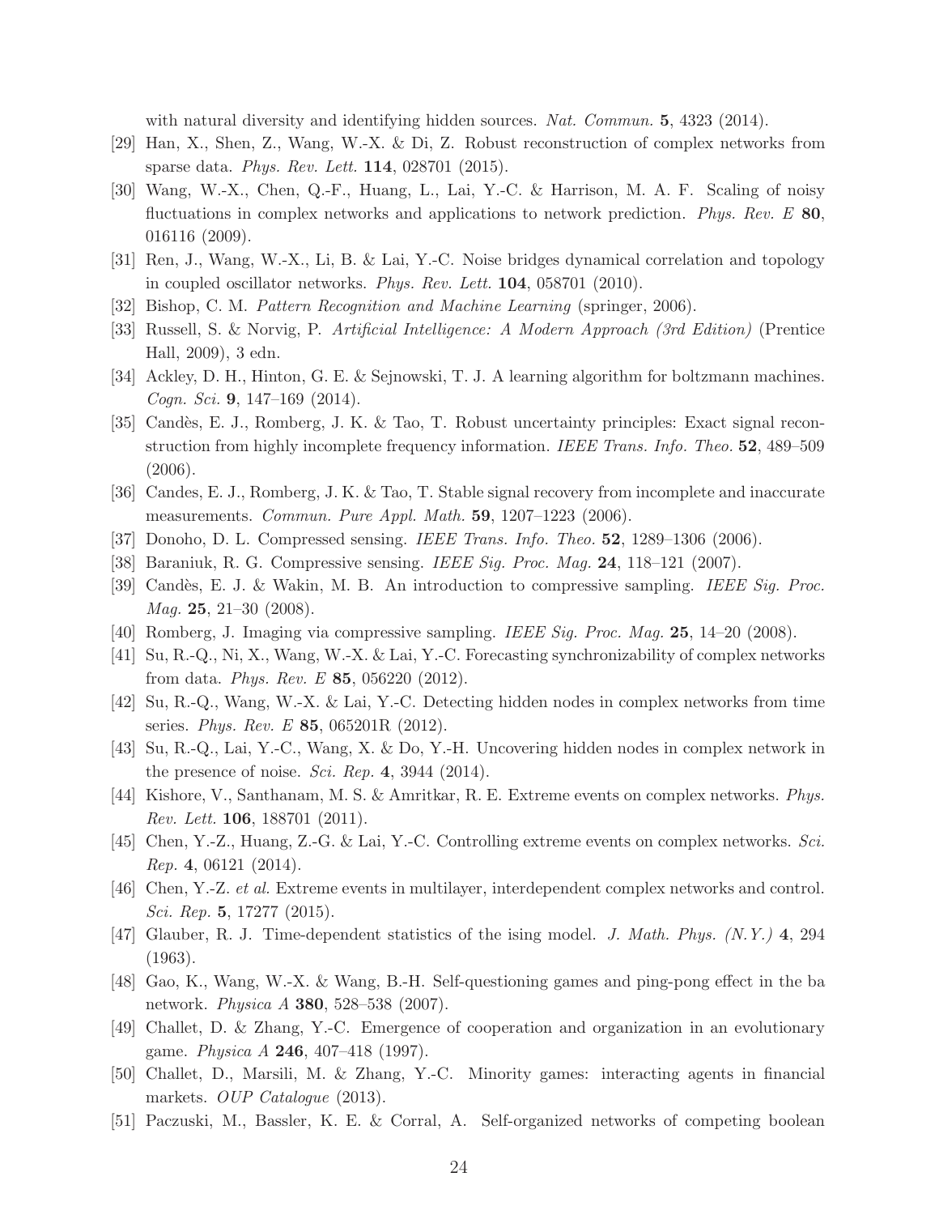with natural diversity and identifying hidden sources. *Nat. Commun.* **5**, 4323 (2014).

[29] Han, X., Shen, Z., Wang, W.-X. & Di, Z. Robust reconstruction of complex networks from sparse data. *Phys. Rev. Lett.* **114**, 028701 (2015).

[30] Wang, W.-X., Chen, Q.-F., Huang, L., Lai, Y.-C. & Harrison, M. A. F. Scaling of noisy fluctuations in complex networks and applications to network prediction. *Phys. Rev. E* **80**, 016116 (2009).

[31] Ren, J., Wang, W.-X., Li, B. & Lai, Y.-C. Noise bridges dynamical correlation and topology in coupled oscillator networks. *Phys. Rev. Lett.* **104**, 058701 (2010).

[32] Bishop, C. M. *Pattern Recognition and Machine Learning* (springer, 2006).

[33] Russell, S. & Norvig, P. *Artificial Intelligence: A Modern Approach (3rd Edition)* (Prentice Hall, 2009), 3 edn.

[34] Ackley, D. H., Hinton, G. E. & Sejnowski, T. J. A learning algorithm for boltzmann machines. *Cogn. Sci.* **9**, 147–169 (2014).

[35] Candès, E. J., Romberg, J. K. & Tao, T. Robust uncertainty principles: Exact signal reconstruction from highly incomplete frequency information. *IEEE Trans. Info. Theo.* **52**, 489–509 (2006).

[36] Candes, E. J., Romberg, J. K. & Tao, T. Stable signal recovery from incomplete and inaccurate measurements. *Commun. Pure Appl. Math.* **59**, 1207–1223 (2006).

[37] Donoho, D. L. Compressed sensing. *IEEE Trans. Info. Theo.* **52**, 1289–1306 (2006).

[38] Baraniuk, R. G. Compressive sensing. *IEEE Sig. Proc. Mag.* **24**, 118–121 (2007).

[39] Candès, E. J. & Wakin, M. B. An introduction to compressive sampling. *IEEE Sig. Proc. Mag.* **25**, 21–30 (2008).

[40] Romberg, J. Imaging via compressive sampling. *IEEE Sig. Proc. Mag.* **25**, 14–20 (2008).

[41] Su, R.-Q., Ni, X., Wang, W.-X. & Lai, Y.-C. Forecasting synchronizability of complex networks from data. *Phys. Rev. E* **85**, 056220 (2012).

[42] Su, R.-Q., Wang, W.-X. & Lai, Y.-C. Detecting hidden nodes in complex networks from time series. *Phys. Rev. E* **85**, 065201R (2012).

[43] Su, R.-Q., Lai, Y.-C., Wang, X. & Do, Y.-H. Uncovering hidden nodes in complex network in the presence of noise. *Sci. Rep.* **4**, 3944 (2014).

[44] Kishore, V., Santhanam, M. S. & Amritkar, R. E. Extreme events on complex networks. *Phys. Rev. Lett.* **106**, 188701 (2011).

[45] Chen, Y.-Z., Huang, Z.-G. & Lai, Y.-C. Controlling extreme events on complex networks. *Sci. Rep.* **4**, 06121 (2014).

[46] Chen, Y.-Z. *et al.* Extreme events in multilayer, interdependent complex networks and control. *Sci. Rep.* **5**, 17277 (2015).

[47] Glauber, R. J. Time-dependent statistics of the ising model. *J. Math. Phys. (N.Y.)* **4**, 294 (1963).

[48] Gao, K., Wang, W.-X. & Wang, B.-H. Self-questioning games and ping-pong effect in the ba network. *Physica A* **380**, 528–538 (2007).

[49] Challet, D. & Zhang, Y.-C. Emergence of cooperation and organization in an evolutionary game. *Physica A* **246**, 407–418 (1997).

[50] Challet, D., Marsili, M. & Zhang, Y.-C. Minority games: interacting agents in financial markets. *OUP Catalogue* (2013).

[51] Paczuski, M., Bassler, K. E. & Corral, A. Self-organized networks of competing boolean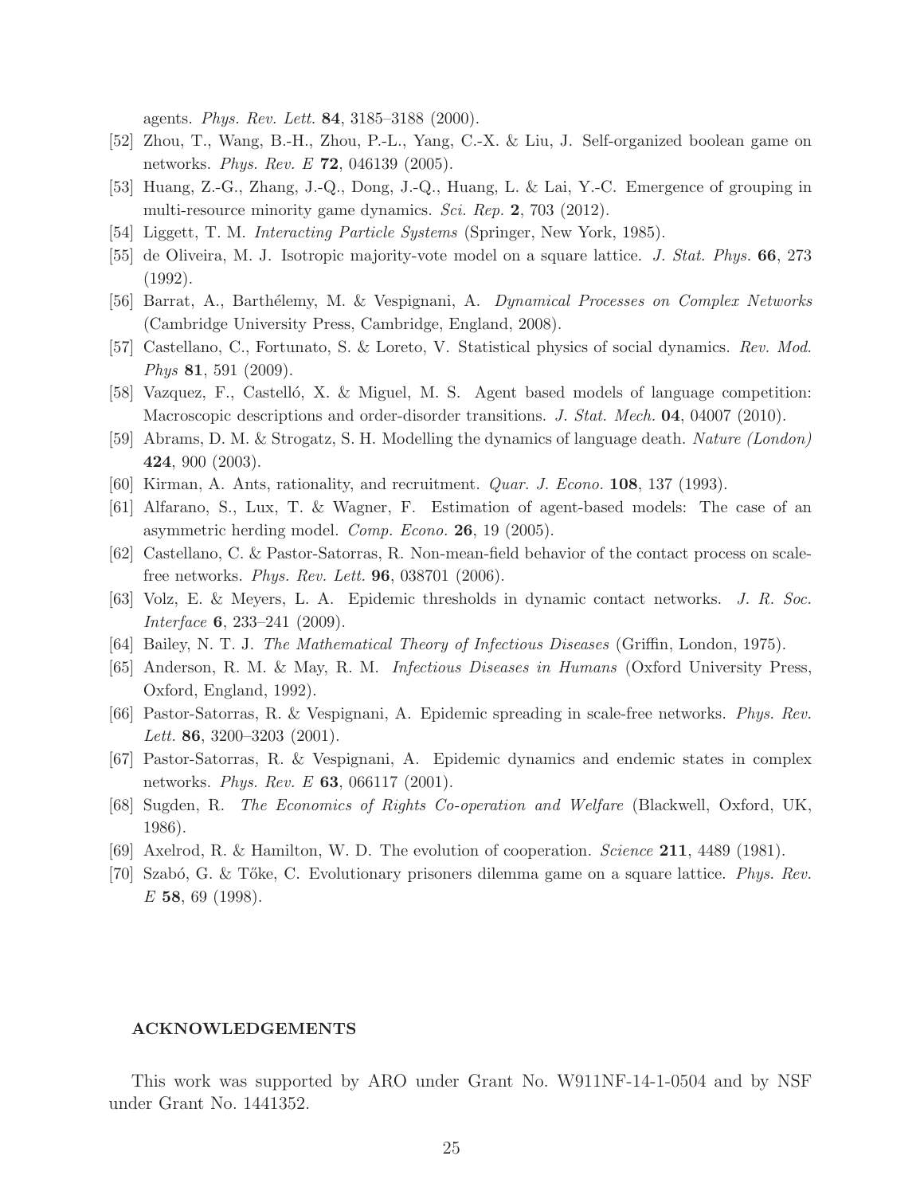agents. *Phys. Rev. Lett.* **84**, 3185–3188 (2000).

[52] Zhou, T., Wang, B.-H., Zhou, P.-L., Yang, C.-X. & Liu, J. Self-organized boolean game on networks. *Phys. Rev. E* **72**, 046139 (2005).

[53] Huang, Z.-G., Zhang, J.-Q., Dong, J.-Q., Huang, L. & Lai, Y.-C. Emergence of grouping in multi-resource minority game dynamics. *Sci. Rep.* **2**, 703 (2012).

[54] Liggett, T. M. *Interacting Particle Systems* (Springer, New York, 1985).

[55] de Oliveira, M. J. Isotropic majority-vote model on a square lattice. *J. Stat. Phys.* **66**, 273 (1992).

[56] Barrat, A., Barthélemy, M. & Vespignani, A. *Dynamical Processes on Complex Networks* (Cambridge University Press, Cambridge, England, 2008).

[57] Castellano, C., Fortunato, S. & Loreto, V. Statistical physics of social dynamics. *Rev. Mod. Phys* **81**, 591 (2009).

[58] Vazquez, F., Castelló, X. & Miguel, M. S. Agent based models of language competition: Macroscopic descriptions and order-disorder transitions. *J. Stat. Mech.* **04**, 04007 (2010).

[59] Abrams, D. M. & Strogatz, S. H. Modelling the dynamics of language death. *Nature (London)* **424**, 900 (2003).

[60] Kirman, A. Ants, rationality, and recruitment. *Quar. J. Econo.* **108**, 137 (1993).

[61] Alfarano, S., Lux, T. & Wagner, F. Estimation of agent-based models: The case of an asymmetric herding model. *Comp. Econo.* **26**, 19 (2005).

[62] Castellano, C. & Pastor-Satorras, R. Non-mean-field behavior of the contact process on scale-free networks. *Phys. Rev. Lett.* **96**, 038701 (2006).

[63] Volz, E. & Meyers, L. A. Epidemic thresholds in dynamic contact networks. *J. R. Soc. Interface* **6**, 233–241 (2009).

[64] Bailey, N. T. J. *The Mathematical Theory of Infectious Diseases* (Griffin, London, 1975).

[65] Anderson, R. M. & May, R. M. *Infectious Diseases in Humans* (Oxford University Press, Oxford, England, 1992).

[66] Pastor-Satorras, R. & Vespignani, A. Epidemic spreading in scale-free networks. *Phys. Rev. Lett.* **86**, 3200–3203 (2001).

[67] Pastor-Satorras, R. & Vespignani, A. Epidemic dynamics and endemic states in complex networks. *Phys. Rev. E* **63**, 066117 (2001).

[68] Sugden, R. *The Economics of Rights Co-operation and Welfare* (Blackwell, Oxford, UK, 1986).

[69] Axelrod, R. & Hamilton, W. D. The evolution of cooperation. *Science* **211**, 4489 (1981).

[70] Szabó, G. & Tőke, C. Evolutionary prisoners dilemma game on a square lattice. *Phys. Rev. E* **58**, 69 (1998).

## ACKNOWLEDGEMENTS

This work was supported by ARO under Grant No. W911NF-14-1-0504 and by NSF under Grant No. 1441352.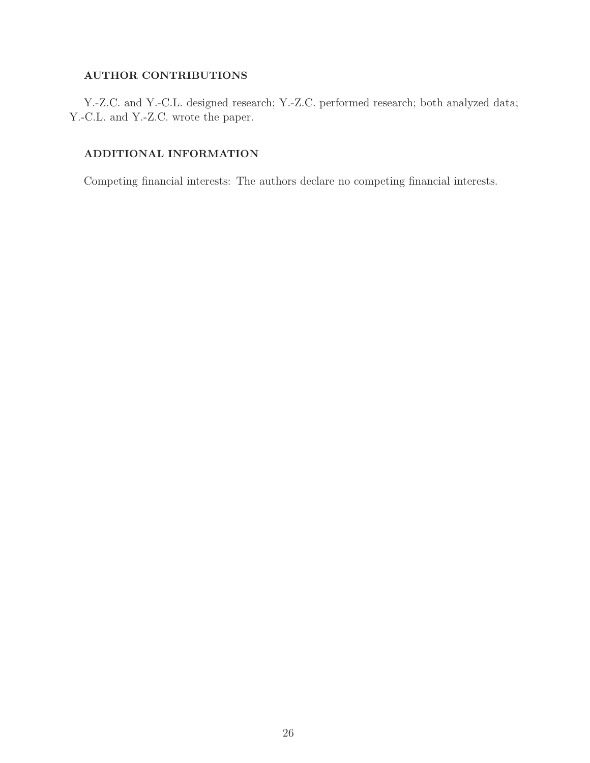## AUTHOR CONTRIBUTIONS

Y.-Z.C. and Y.-C.L. designed research; Y.-Z.C. performed research; both analyzed data; Y.-C.L. and Y.-Z.C. wrote the paper.

## ADDITIONAL INFORMATION

Competing financial interests: The authors declare no competing financial interests.